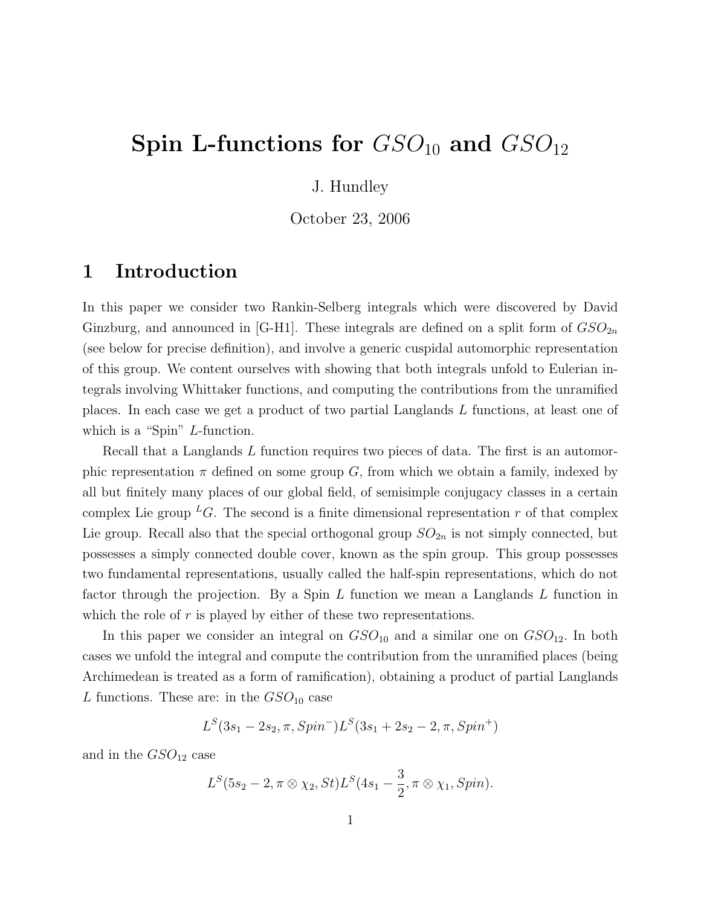# Spin L-functions for $GSO_{10}$ and $GSO_{12}$

J. Hundley

October 23, 2006

## 1 Introduction

In this paper we consider two Rankin-Selberg integrals which were discovered by David Ginzburg, and announced in [G-H1]. These integrals are defined on a split form of $GSO_{2n}$ (see below for precise definition), and involve a generic cuspidal automorphic representation of this group. We content ourselves with showing that both integrals unfold to Eulerian integrals involving Whittaker functions, and computing the contributions from the unramified places. In each case we get a product of two partial Langlands $L$ functions, at least one of which is a "Spin" $L$-function.

Recall that a Langlands $L$ function requires two pieces of data. The first is an automorphic representation $\pi$ defined on some group $G$, from which we obtain a family, indexed by all but finitely many places of our global field, of semisimple conjugacy classes in a certain complex Lie group ${}^LG$. The second is a finite dimensional representation $r$ of that complex Lie group. Recall also that the special orthogonal group $SO_{2n}$ is not simply connected, but possesses a simply connected double cover, known as the spin group. This group possesses two fundamental representations, usually called the half-spin representations, which do not factor through the projection. By a Spin $L$ function we mean a Langlands $L$ function in which the role of $r$ is played by either of these two representations.

In this paper we consider an integral on $GSO_{10}$ and a similar one on $GSO_{12}$. In both cases we unfold the integral and compute the contribution from the unramified places (being Archimedean is treated as a form of ramification), obtaining a product of partial Langlands $L$ functions. These are: in the $GSO_{10}$ case

$$L^S(3s_1 - 2s_2, \pi, Spin^-)L^S(3s_1 + 2s_2 - 2, \pi, Spin^+)$$

and in the $GSO_{12}$ case

$$L^S(5s_2 - 2, \pi \otimes \chi_2, St)L^S(4s_1 - \frac{3}{2}, \pi \otimes \chi_1, Spin).$$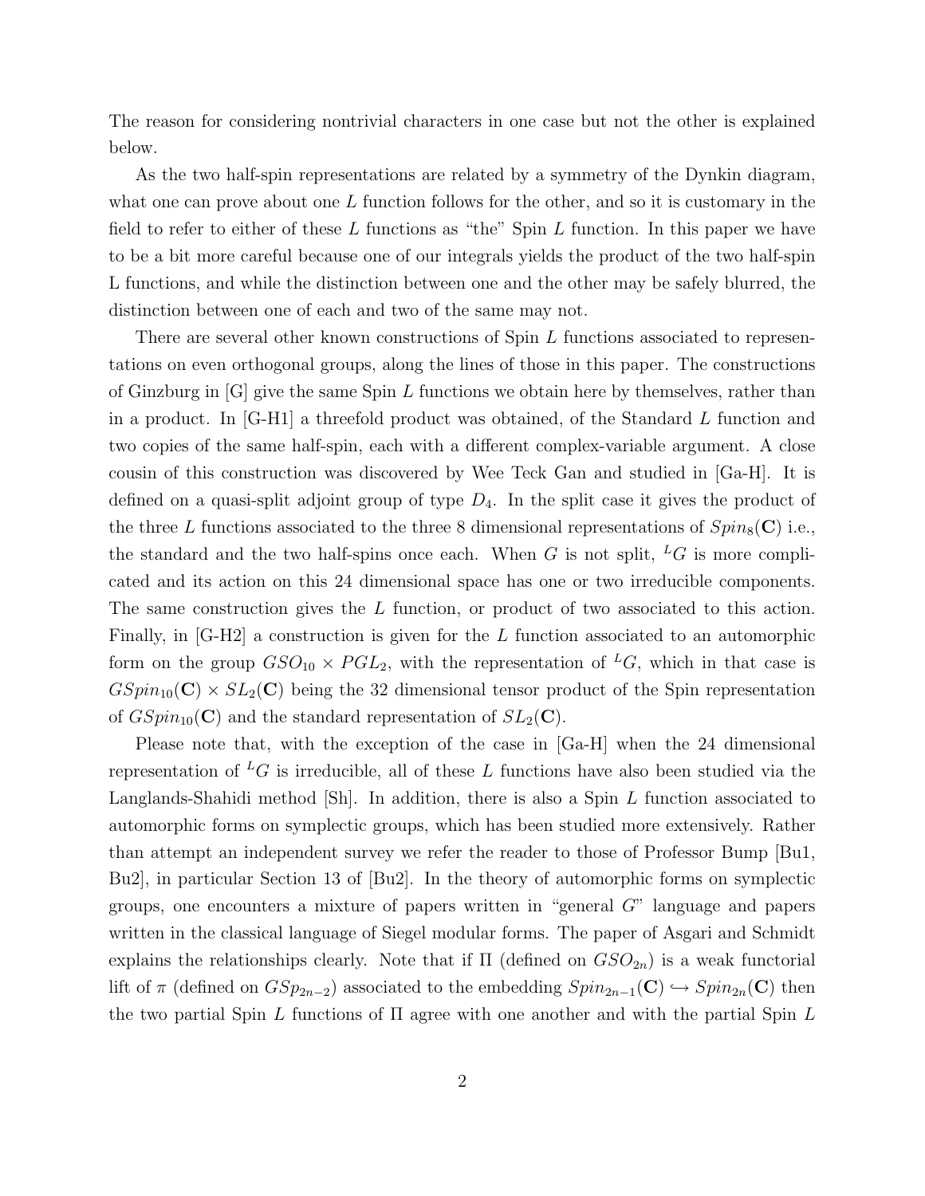The reason for considering nontrivial characters in one case but not the other is explained below.

As the two half-spin representations are related by a symmetry of the Dynkin diagram, what one can prove about one $L$ function follows for the other, and so it is customary in the field to refer to either of these $L$ functions as "the" Spin $L$ function. In this paper we have to be a bit more careful because one of our integrals yields the product of the two half-spin L functions, and while the distinction between one and the other may be safely blurred, the distinction between one of each and two of the same may not.

There are several other known constructions of Spin $L$ functions associated to representations on even orthogonal groups, along the lines of those in this paper. The constructions of Ginzburg in [G] give the same Spin $L$ functions we obtain here by themselves, rather than in a product. In [G-H1] a threefold product was obtained, of the Standard $L$ function and two copies of the same half-spin, each with a different complex-variable argument. A close cousin of this construction was discovered by Wee Teck Gan and studied in [Ga-H]. It is defined on a quasi-split adjoint group of type $D_4$. In the split case it gives the product of the three $L$ functions associated to the three 8 dimensional representations of $Spin_8(\mathbf{C})$ i.e., the standard and the two half-spins once each. When $G$ is not split, ${}^LG$ is more complicated and its action on this 24 dimensional space has one or two irreducible components. The same construction gives the $L$ function, or product of two associated to this action. Finally, in [G-H2] a construction is given for the $L$ function associated to an automorphic form on the group $GSO_{10} \times PGL_2$, with the representation of ${}^LG$, which in that case is $GSpin_{10}(\mathbf{C}) \times SL_2(\mathbf{C})$ being the 32 dimensional tensor product of the Spin representation of $GSpin_{10}(\mathbf{C})$ and the standard representation of $SL_2(\mathbf{C})$.

Please note that, with the exception of the case in [Ga-H] when the 24 dimensional representation of ${}^LG$ is irreducible, all of these $L$ functions have also been studied via the Langlands-Shahidi method [Sh]. In addition, there is also a Spin $L$ function associated to automorphic forms on symplectic groups, which has been studied more extensively. Rather than attempt an independent survey we refer the reader to those of Professor Bump [Bu1, Bu2], in particular Section 13 of [Bu2]. In the theory of automorphic forms on symplectic groups, one encounters a mixture of papers written in "general $G$" language and papers written in the classical language of Siegel modular forms. The paper of Asgari and Schmidt explains the relationships clearly. Note that if $\Pi$ (defined on $GSO_{2n}$) is a weak functorial lift of $\pi$ (defined on $GSp_{2n-2}$) associated to the embedding $Spin_{2n-1}(\mathbf{C}) \hookrightarrow Spin_{2n}(\mathbf{C})$ then the two partial Spin $L$ functions of $\Pi$ agree with one another and with the partial Spin $L$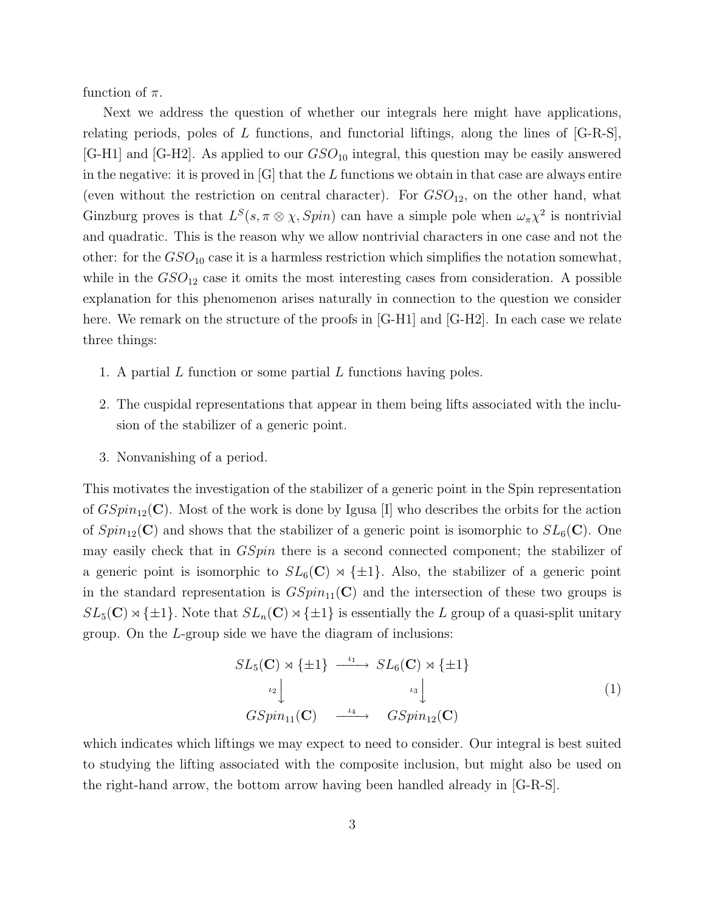function of $\pi$.

Next we address the question of whether our integrals here might have applications, relating periods, poles of $L$ functions, and functorial liftings, along the lines of [G-R-S], [G-H1] and [G-H2]. As applied to our $GSO_{10}$ integral, this question may be easily answered in the negative: it is proved in [G] that the $L$ functions we obtain in that case are always entire (even without the restriction on central character). For $GSO_{12}$, on the other hand, what Ginzburg proves is that $L^S(s, \pi \otimes \chi, Spin)$ can have a simple pole when $\omega_\pi \chi^2$ is nontrivial and quadratic. This is the reason why we allow nontrivial characters in one case and not the other: for the $GSO_{10}$ case it is a harmless restriction which simplifies the notation somewhat, while in the $GSO_{12}$ case it omits the most interesting cases from consideration. A possible explanation for this phenomenon arises naturally in connection to the question we consider here. We remark on the structure of the proofs in [G-H1] and [G-H2]. In each case we relate three things:

1. A partial $L$ function or some partial $L$ functions having poles.
2. The cuspidal representations that appear in them being lifts associated with the inclusion of the stabilizer of a generic point.
3. Nonvanishing of a period.

This motivates the investigation of the stabilizer of a generic point in the Spin representation of $GSpin_{12}(\mathbf{C})$. Most of the work is done by Igusa [I] who describes the orbits for the action of $Spin_{12}(\mathbf{C})$ and shows that the stabilizer of a generic point is isomorphic to $SL_6(\mathbf{C})$. One may easily check that in $GSpin$ there is a second connected component; the stabilizer of a generic point is isomorphic to $SL_6(\mathbf{C}) \rtimes \{\pm 1\}$. Also, the stabilizer of a generic point in the standard representation is $GSpin_{11}(\mathbf{C})$ and the intersection of these two groups is $SL_5(\mathbf{C}) \rtimes \{\pm 1\}$. Note that $SL_n(\mathbf{C}) \rtimes \{\pm 1\}$ is essentially the $L$ group of a quasi-split unitary group. On the $L$-group side we have the diagram of inclusions:

$$
\begin{array}{ccc}
SL_5(\mathbf{C}) \rtimes \{\pm 1\} & \xrightarrow{\iota_1} & SL_6(\mathbf{C}) \rtimes \{\pm 1\} \\
{\scriptstyle \iota_2}\downarrow & & {\scriptstyle \iota_3}\downarrow \\
GSpin_{11}(\mathbf{C}) & \xrightarrow{\iota_4} & GSpin_{12}(\mathbf{C})
\end{array}
\tag{1}
$$

which indicates which liftings we may expect to need to consider. Our integral is best suited to studying the lifting associated with the composite inclusion, but might also be used on the right-hand arrow, the bottom arrow having been handled already in [G-R-S].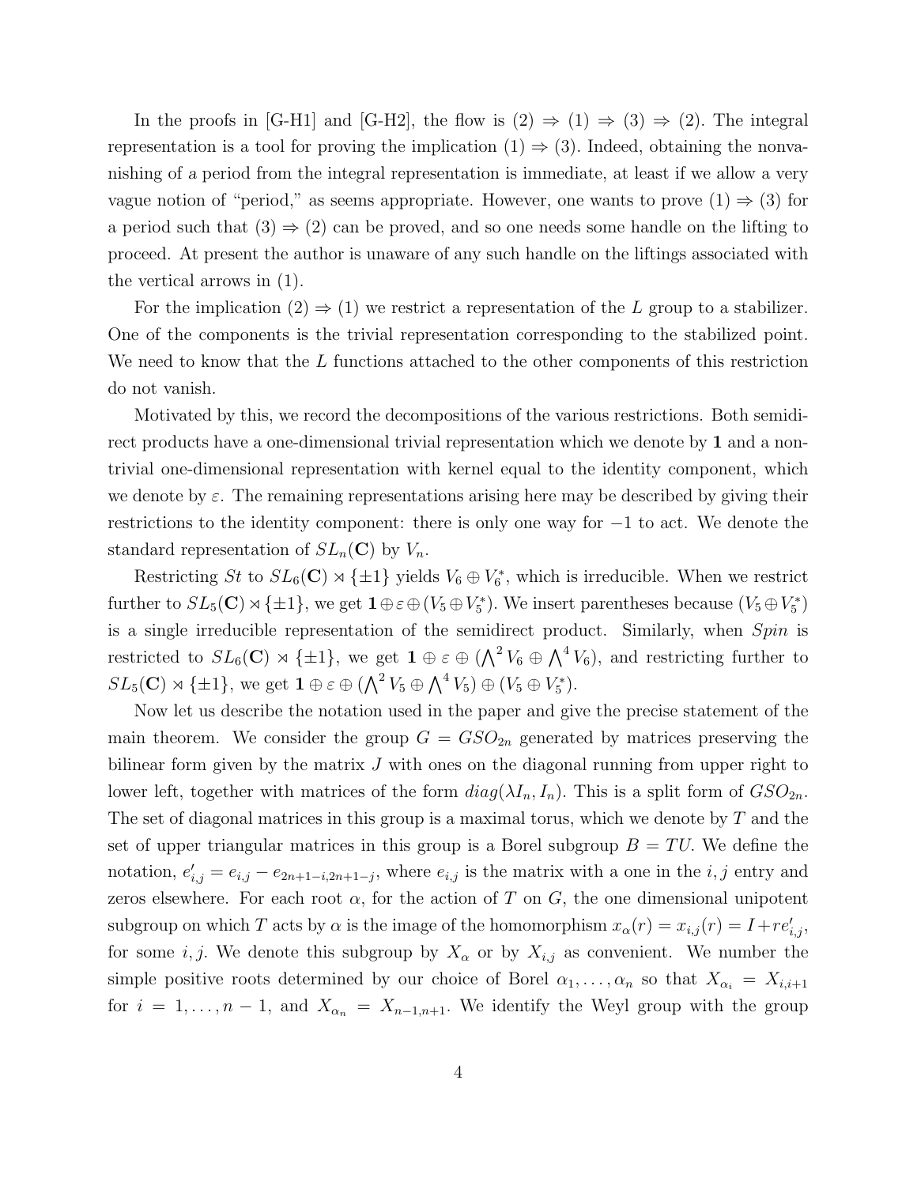In the proofs in [G-H1] and [G-H2], the flow is (2) $\Rightarrow$ (1) $\Rightarrow$ (3) $\Rightarrow$ (2). The integral representation is a tool for proving the implication (1) $\Rightarrow$ (3). Indeed, obtaining the nonvanishing of *a* period from the integral representation is immediate, at least if we allow a very vague notion of "period," as seems appropriate. However, one wants to prove (1) $\Rightarrow$ (3) for a period such that (3) $\Rightarrow$ (2) can be proved, and so one needs some handle on the lifting to proceed. At present the author is unaware of any such handle on the liftings associated with the vertical arrows in (1).

For the implication (2) $\Rightarrow$ (1) we restrict a representation of the $L$ group to a stabilizer. One of the components is the trivial representation corresponding to the stabilized point. We need to know that the $L$ functions attached to the other components of this restriction do not vanish.

Motivated by this, we record the decompositions of the various restrictions. Both semidirect products have a one-dimensional trivial representation which we denote by $\mathbf{1}$ and a nontrivial one-dimensional representation with kernel equal to the identity component, which we denote by $\varepsilon$. The remaining representations arising here may be described by giving their restrictions to the identity component: there is only one way for $-1$ to act. We denote the standard representation of $SL_n(\mathbf{C})$ by $V_n$.

Restricting $St$ to $SL_6(\mathbf{C}) \rtimes \{\pm 1\}$ yields $V_6 \oplus V_6^*$, which is irreducible. When we restrict further to $SL_5(\mathbf{C}) \rtimes \{\pm 1\}$, we get $\mathbf{1} \oplus \varepsilon \oplus (V_5 \oplus V_5^*)$. We insert parentheses because $(V_5 \oplus V_5^*)$ is a single irreducible representation of the semidirect product. Similarly, when $Spin$ is restricted to $SL_6(\mathbf{C}) \rtimes \{\pm 1\}$, we get $\mathbf{1} \oplus \varepsilon \oplus (\bigwedge^2 V_6 \oplus \bigwedge^4 V_6)$, and restricting further to $SL_5(\mathbf{C}) \rtimes \{\pm 1\}$, we get $\mathbf{1} \oplus \varepsilon \oplus (\bigwedge^2 V_5 \oplus \bigwedge^4 V_5) \oplus (V_5 \oplus V_5^*)$.

Now let us describe the notation used in the paper and give the precise statement of the main theorem. We consider the group $G = GSO_{2n}$ generated by matrices preserving the bilinear form given by the matrix $J$ with ones on the diagonal running from upper right to lower left, together with matrices of the form $diag(\lambda I_n, I_n)$. This is a split form of $GSO_{2n}$. The set of diagonal matrices in this group is a maximal torus, which we denote by $T$ and the set of upper triangular matrices in this group is a Borel subgroup $B = TU$. We define the notation, $e'_{i,j} = e_{i,j} - e_{2n+1-i,2n+1-j}$, where $e_{i,j}$ is the matrix with a one in the $i,j$ entry and zeros elsewhere. For each root $\alpha$, for the action of $T$ on $G$, the one dimensional unipotent subgroup on which $T$ acts by $\alpha$ is the image of the homomorphism $x_\alpha(r) = x_{i,j}(r) = I + re'_{i,j}$, for some $i,j$. We denote this subgroup by $X_\alpha$ or by $X_{i,j}$ as convenient. We number the simple positive roots determined by our choice of Borel $\alpha_1, \ldots, \alpha_n$ so that $X_{\alpha_i} = X_{i,i+1}$ for $i = 1, \ldots, n-1$, and $X_{\alpha_n} = X_{n-1,n+1}$. We identify the Weyl group with the group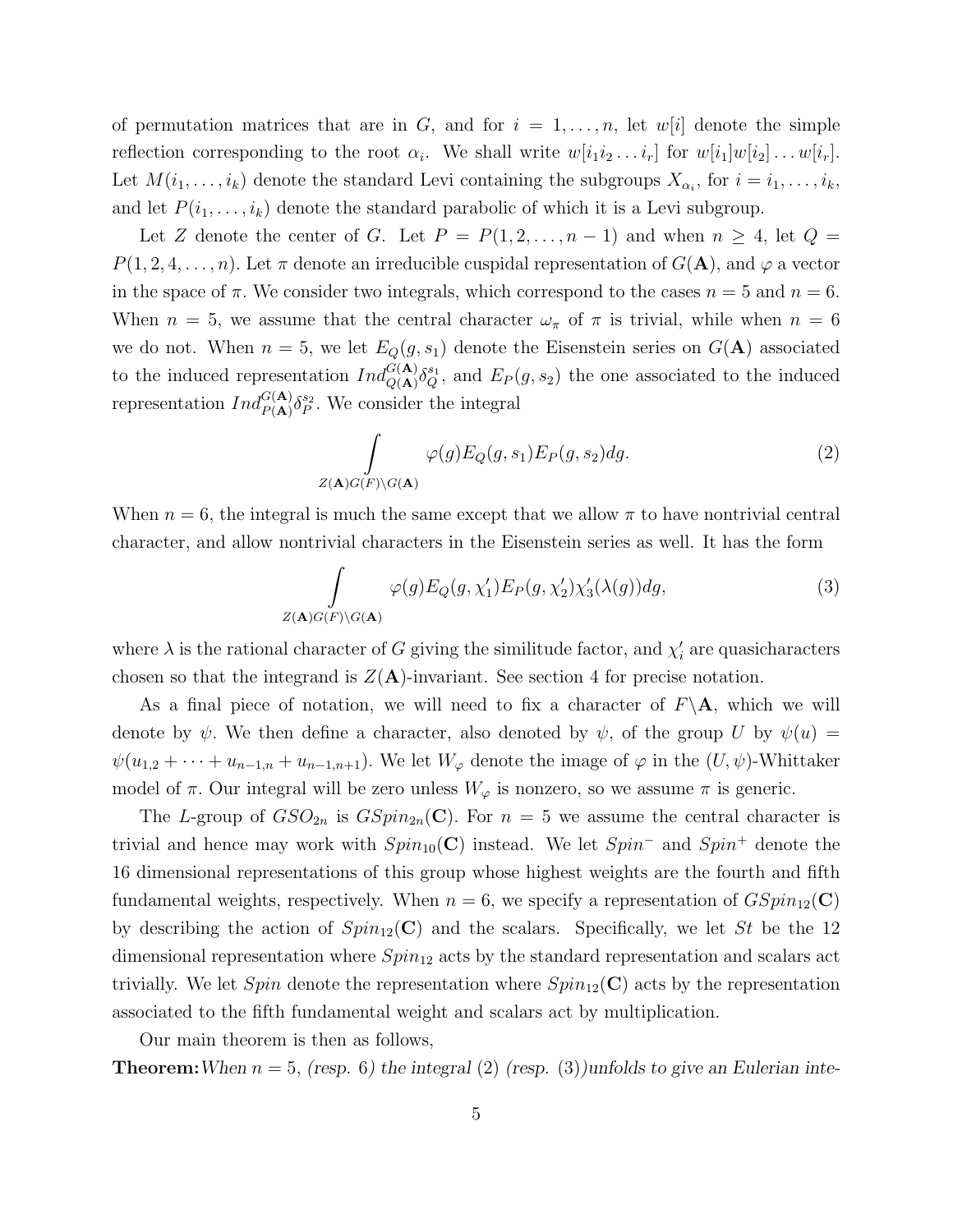of permutation matrices that are in $G$, and for $i = 1, \ldots, n$, let $w[i]$ denote the simple reflection corresponding to the root $\alpha_i$. We shall write $w[i_1 i_2 \ldots i_r]$ for $w[i_1]w[i_2]\ldots w[i_r]$. Let $M(i_1, \ldots, i_k)$ denote the standard Levi containing the subgroups $X_{\alpha_i}$, for $i = i_1, \ldots, i_k$, and let $P(i_1, \ldots, i_k)$ denote the standard parabolic of which it is a Levi subgroup.

Let $Z$ denote the center of $G$. Let $P = P(1, 2, \ldots, n-1)$ and when $n \geq 4$, let $Q = P(1, 2, 4, \ldots, n)$. Let $\pi$ denote an irreducible cuspidal representation of $G(\mathbf{A})$, and $\varphi$ a vector in the space of $\pi$. We consider two integrals, which correspond to the cases $n = 5$ and $n = 6$. When $n = 5$, we assume that the central character $\omega_\pi$ of $\pi$ is trivial, while when $n = 6$ we do not. When $n = 5$, we let $E_Q(g, s_1)$ denote the Eisenstein series on $G(\mathbf{A})$ associated to the induced representation $Ind_{Q(\mathbf{A})}^{G(\mathbf{A})} \delta_Q^{s_1}$, and $E_P(g, s_2)$ the one associated to the induced representation $Ind_{P(\mathbf{A})}^{G(\mathbf{A})} \delta_P^{s_2}$. We consider the integral

$$\int\limits_{Z(\mathbf{A})G(F)\backslash G(\mathbf{A})} \varphi(g) E_Q(g, s_1) E_P(g, s_2) dg. \tag{2}$$

When $n = 6$, the integral is much the same except that we allow $\pi$ to have nontrivial central character, and allow nontrivial characters in the Eisenstein series as well. It has the form

$$\int\limits_{Z(\mathbf{A})G(F)\backslash G(\mathbf{A})} \varphi(g) E_Q(g, \chi_1') E_P(g, \chi_2') \chi_3'(\lambda(g)) dg, \tag{3}$$

where $\lambda$ is the rational character of $G$ giving the similitude factor, and $\chi_i'$ are quasicharacters chosen so that the integrand is $Z(\mathbf{A})$-invariant. See section 4 for precise notation.

As a final piece of notation, we will need to fix a character of $F\backslash\mathbf{A}$, which we will denote by $\psi$. We then define a character, also denoted by $\psi$, of the group $U$ by $\psi(u) = \psi(u_{1,2} + \cdots + u_{n-1,n} + u_{n-1,n+1})$. We let $W_\varphi$ denote the image of $\varphi$ in the $(U, \psi)$-Whittaker model of $\pi$. Our integral will be zero unless $W_\varphi$ is nonzero, so we assume $\pi$ is generic.

The $L$-group of $GSO_{2n}$ is $GSpin_{2n}(\mathbf{C})$. For $n = 5$ we assume the central character is trivial and hence may work with $Spin_{10}(\mathbf{C})$ instead. We let $Spin^-$ and $Spin^+$ denote the 16 dimensional representations of this group whose highest weights are the fourth and fifth fundamental weights, respectively. When $n = 6$, we specify a representation of $GSpin_{12}(\mathbf{C})$ by describing the action of $Spin_{12}(\mathbf{C})$ and the scalars. Specifically, we let $St$ be the 12 dimensional representation where $Spin_{12}$ acts by the standard representation and scalars act trivially. We let $Spin$ denote the representation where $Spin_{12}(\mathbf{C})$ acts by the representation associated to the fifth fundamental weight and scalars act by multiplication.

Our main theorem is then as follows,

**Theorem:** *When $n = 5$, (resp. 6) the integral (2) (resp. (3)) unfolds to give an Eulerian inte-*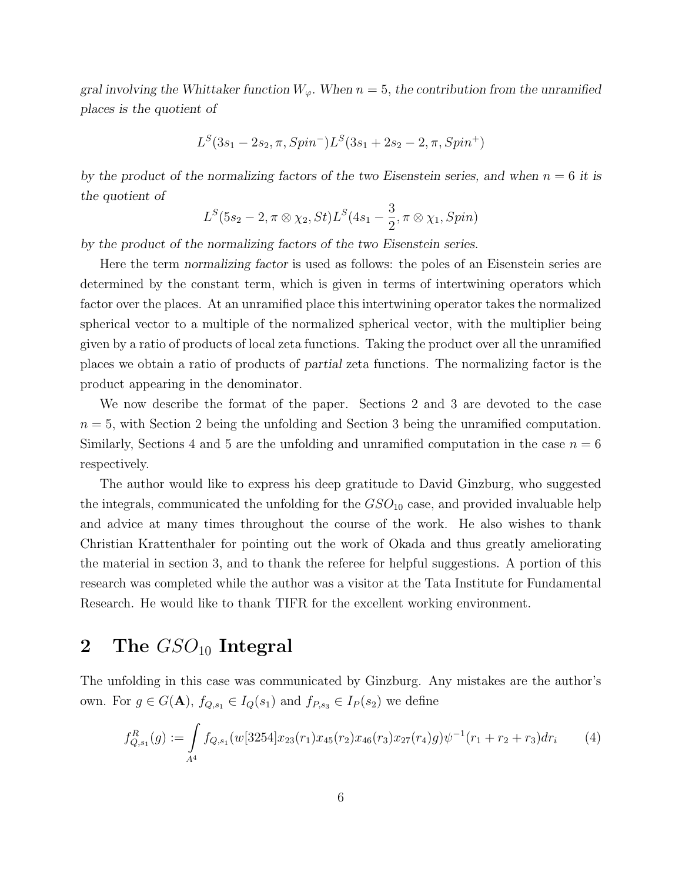*gral involving the Whittaker function $W_\varphi$. When $n = 5$, the contribution from the unramified places is the quotient of*

$$L^S(3s_1 - 2s_2, \pi, Spin^-)L^S(3s_1 + 2s_2 - 2, \pi, Spin^+)$$

*by the product of the normalizing factors of the two Eisenstein series, and when $n = 6$ it is the quotient of*

$$L^S(5s_2 - 2, \pi \otimes \chi_2, St)L^S(4s_1 - \frac{3}{2}, \pi \otimes \chi_1, Spin)$$

*by the product of the normalizing factors of the two Eisenstein series.*

Here the term *normalizing factor* is used as follows: the poles of an Eisenstein series are determined by the constant term, which is given in terms of intertwining operators which factor over the places. At an unramified place this intertwining operator takes the normalized spherical vector to a multiple of the normalized spherical vector, with the multiplier being given by a ratio of products of local zeta functions. Taking the product over all the unramified places we obtain a ratio of products of *partial* zeta functions. The normalizing factor is the product appearing in the denominator.

We now describe the format of the paper. Sections 2 and 3 are devoted to the case $n = 5$, with Section 2 being the unfolding and Section 3 being the unramified computation. Similarly, Sections 4 and 5 are the unfolding and unramified computation in the case $n = 6$ respectively.

The author would like to express his deep gratitude to David Ginzburg, who suggested the integrals, communicated the unfolding for the $GSO_{10}$ case, and provided invaluable help and advice at many times throughout the course of the work. He also wishes to thank Christian Krattenthaler for pointing out the work of Okada and thus greatly ameliorating the material in section 3, and to thank the referee for helpful suggestions. A portion of this research was completed while the author was a visitor at the Tata Institute for Fundamental Research. He would like to thank TIFR for the excellent working environment.

## 2 The $GSO_{10}$ Integral

The unfolding in this case was communicated by Ginzburg. Any mistakes are the author's own. For $g \in G(\mathbf{A})$, $f_{Q,s_1} \in I_Q(s_1)$ and $f_{P,s_3} \in I_P(s_2)$ we define

$$f^R_{Q,s_1}(g) := \int\limits_{A^4} f_{Q,s_1}(w[3254]x_{23}(r_1)x_{45}(r_2)x_{46}(r_3)x_{27}(r_4)g)\psi^{-1}(r_1 + r_2 + r_3)dr_i \qquad (4)$$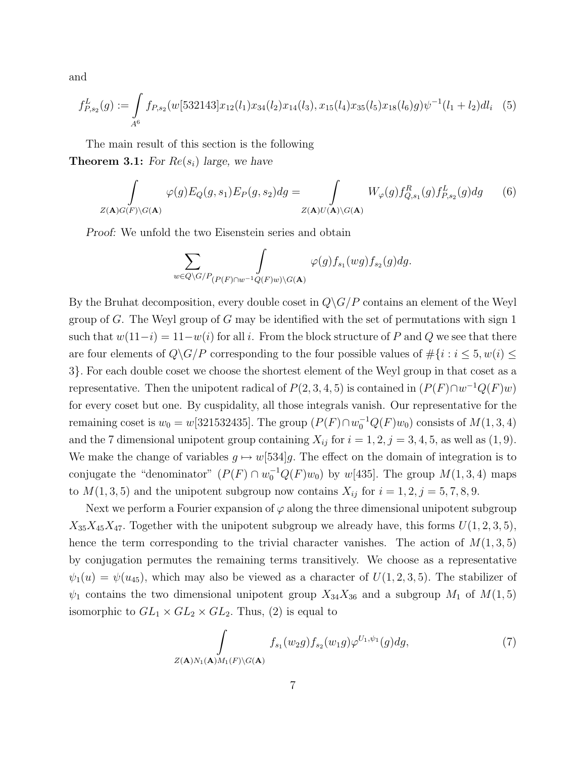and

$$f^L_{P,s_2}(g) := \int_{A^6} f_{P,s_2}(w[532143]x_{12}(l_1)x_{34}(l_2)x_{14}(l_3), x_{15}(l_4)x_{35}(l_5)x_{18}(l_6)g)\psi^{-1}(l_1+l_2)dl_i \quad (5)$$

The main result of this section is the following

**Theorem 3.1:** *For $Re(s_i)$ large, we have*

$$\int_{Z(\mathbf{A})G(F)\backslash G(\mathbf{A})} \varphi(g)E_Q(g,s_1)E_P(g,s_2)dg = \int_{Z(\mathbf{A})U(\mathbf{A})\backslash G(\mathbf{A})} W_\varphi(g)f^R_{Q,s_1}(g)f^L_{P,s_2}(g)dg \qquad (6)$$

*Proof:* We unfold the two Eisenstein series and obtain

$$\sum_{w\in Q\backslash G/P} \int_{(P(F)\cap w^{-1}Q(F)w)\backslash G(\mathbf{A})} \varphi(g)f_{s_1}(wg)f_{s_2}(g)dg.$$

By the Bruhat decomposition, every double coset in $Q\backslash G/P$ contains an element of the Weyl group of $G$. The Weyl group of $G$ may be identified with the set of permutations with sign 1 such that $w(11-i) = 11-w(i)$ for all $i$. From the block structure of $P$ and $Q$ we see that there are four elements of $Q\backslash G/P$ corresponding to the four possible values of $\#\{i : i \le 5, w(i) \le 3\}$. For each double coset we choose the shortest element of the Weyl group in that coset as a representative. Then the unipotent radical of $P(2,3,4,5)$ is contained in $(P(F)\cap w^{-1}Q(F)w)$ for every coset but one. By cuspidality, all those integrals vanish. Our representative for the remaining coset is $w_0 = w[321532435]$. The group $(P(F)\cap w_0^{-1}Q(F)w_0)$ consists of $M(1,3,4)$ and the 7 dimensional unipotent group containing $X_{ij}$ for $i = 1,2$, $j = 3,4,5$, as well as $(1,9)$. We make the change of variables $g \mapsto w[534]g$. The effect on the domain of integration is to conjugate the "denominator" $(P(F)\cap w_0^{-1}Q(F)w_0)$ by $w[435]$. The group $M(1,3,4)$ maps to $M(1,3,5)$ and the unipotent subgroup now contains $X_{ij}$ for $i = 1,2$, $j = 5,7,8,9$.

Next we perform a Fourier expansion of $\varphi$ along the three dimensional unipotent subgroup $X_{35}X_{45}X_{47}$. Together with the unipotent subgroup we already have, this forms $U(1,2,3,5)$, hence the term corresponding to the trivial character vanishes. The action of $M(1,3,5)$ by conjugation permutes the remaining terms transitively. We choose as a representative $\psi_1(u) = \psi(u_{45})$, which may also be viewed as a character of $U(1,2,3,5)$. The stabilizer of $\psi_1$ contains the two dimensional unipotent group $X_{34}X_{36}$ and a subgroup $M_1$ of $M(1,5)$ isomorphic to $GL_1 \times GL_2 \times GL_2$. Thus, (2) is equal to

$$\int_{Z(\mathbf{A})N_1(\mathbf{A})M_1(F)\backslash G(\mathbf{A})} f_{s_1}(w_2g)f_{s_2}(w_1g)\varphi^{U_1,\psi_1}(g)dg, \qquad (7)$$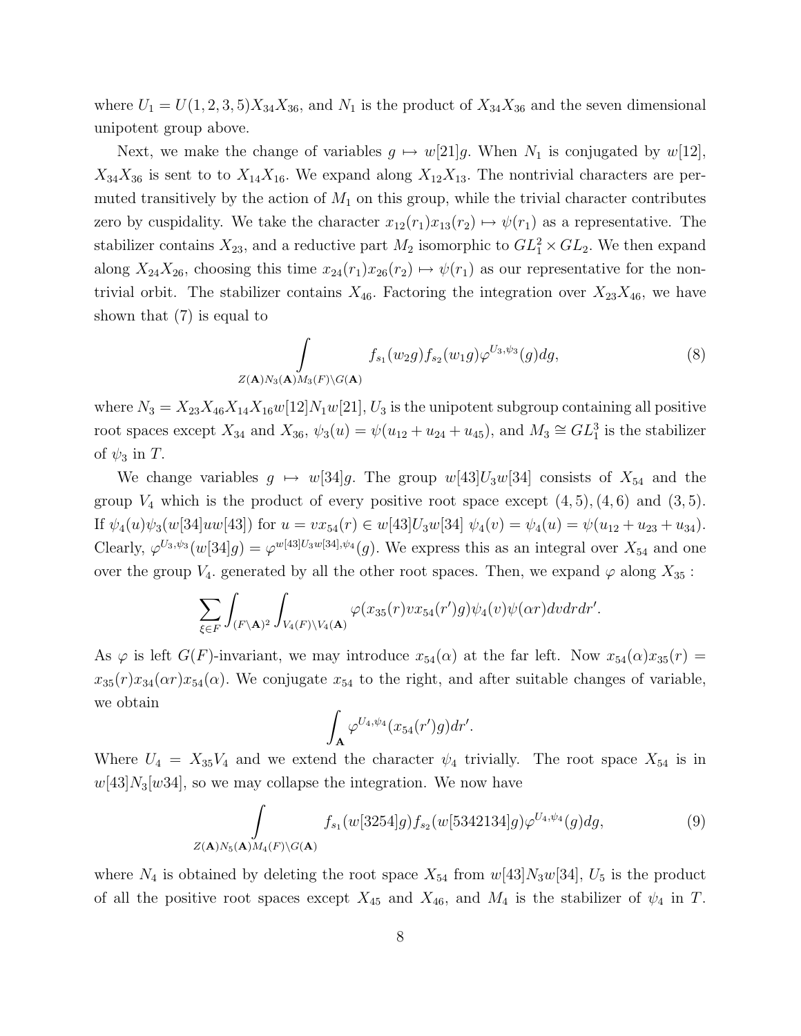where $U_1 = U(1,2,3,5)X_{34}X_{36}$, and $N_1$ is the product of $X_{34}X_{36}$ and the seven dimensional unipotent group above.

Next, we make the change of variables $g \mapsto w[21]g$. When $N_1$ is conjugated by $w[12]$, $X_{34}X_{36}$ is sent to to $X_{14}X_{16}$. We expand along $X_{12}X_{13}$. The nontrivial characters are permuted transitively by the action of $M_1$ on this group, while the trivial character contributes zero by cuspidality. We take the character $x_{12}(r_1)x_{13}(r_2) \mapsto \psi(r_1)$ as a representative. The stabilizer contains $X_{23}$, and a reductive part $M_2$ isomorphic to $GL_1^2 \times GL_2$. We then expand along $X_{24}X_{26}$, choosing this time $x_{24}(r_1)x_{26}(r_2) \mapsto \psi(r_1)$ as our representative for the nontrivial orbit. The stabilizer contains $X_{46}$. Factoring the integration over $X_{23}X_{46}$, we have shown that (7) is equal to

$$\int\limits_{Z(\mathbf{A})N_3(\mathbf{A})M_3(F)\backslash G(\mathbf{A})} f_{s_1}(w_2 g) f_{s_2}(w_1 g) \varphi^{U_3,\psi_3}(g)dg, \tag{8}$$

where $N_3 = X_{23}X_{46}X_{14}X_{16}w[12]N_1w[21]$, $U_3$ is the unipotent subgroup containing all positive root spaces except $X_{34}$ and $X_{36}$, $\psi_3(u) = \psi(u_{12} + u_{24} + u_{45})$, and $M_3 \cong GL_1^3$ is the stabilizer of $\psi_3$ in $T$.

We change variables $g \mapsto w[34]g$. The group $w[43]U_3w[34]$ consists of $X_{54}$ and the group $V_4$ which is the product of every positive root space except $(4,5), (4,6)$ and $(3,5)$. If $\psi_4(u)\psi_3(w[34]uw[43])$ for $u = vx_{54}(r) \in w[43]U_3w[34]$ $\psi_4(v) = \psi_4(u) = \psi(u_{12} + u_{23} + u_{34})$. Clearly, $\varphi^{U_3,\psi_3}(w[34]g) = \varphi^{w[43]U_3w[34],\psi_4}(g)$. We express this as an integral over $X_{54}$ and one over the group $V_4$. generated by all the other root spaces. Then, we expand $\varphi$ along $X_{35}$ :

$$\sum_{\xi \in F} \int_{(F\backslash \mathbf{A})^2} \int_{V_4(F)\backslash V_4(\mathbf{A})} \varphi(x_{35}(r)vx_{54}(r')g)\psi_4(v)\psi(\alpha r)dvdrdr'.$$

As $\varphi$ is left $G(F)$-invariant, we may introduce $x_{54}(\alpha)$ at the far left. Now $x_{54}(\alpha)x_{35}(r) = x_{35}(r)x_{34}(\alpha r)x_{54}(\alpha)$. We conjugate $x_{54}$ to the right, and after suitable changes of variable, we obtain

$$\int_{\mathbf{A}} \varphi^{U_4,\psi_4}(x_{54}(r')g)dr'.$$

Where $U_4 = X_{35}V_4$ and we extend the character $\psi_4$ trivially. The root space $X_{54}$ is in $w[43]N_3[w34]$, so we may collapse the integration. We now have

$$\int\limits_{Z(\mathbf{A})N_5(\mathbf{A})M_4(F)\backslash G(\mathbf{A})} f_{s_1}(w[3254]g) f_{s_2}(w[5342134]g) \varphi^{U_4,\psi_4}(g)dg, \tag{9}$$

where $N_4$ is obtained by deleting the root space $X_{54}$ from $w[43]N_3w[34]$, $U_5$ is the product of all the positive root spaces except $X_{45}$ and $X_{46}$, and $M_4$ is the stabilizer of $\psi_4$ in $T$.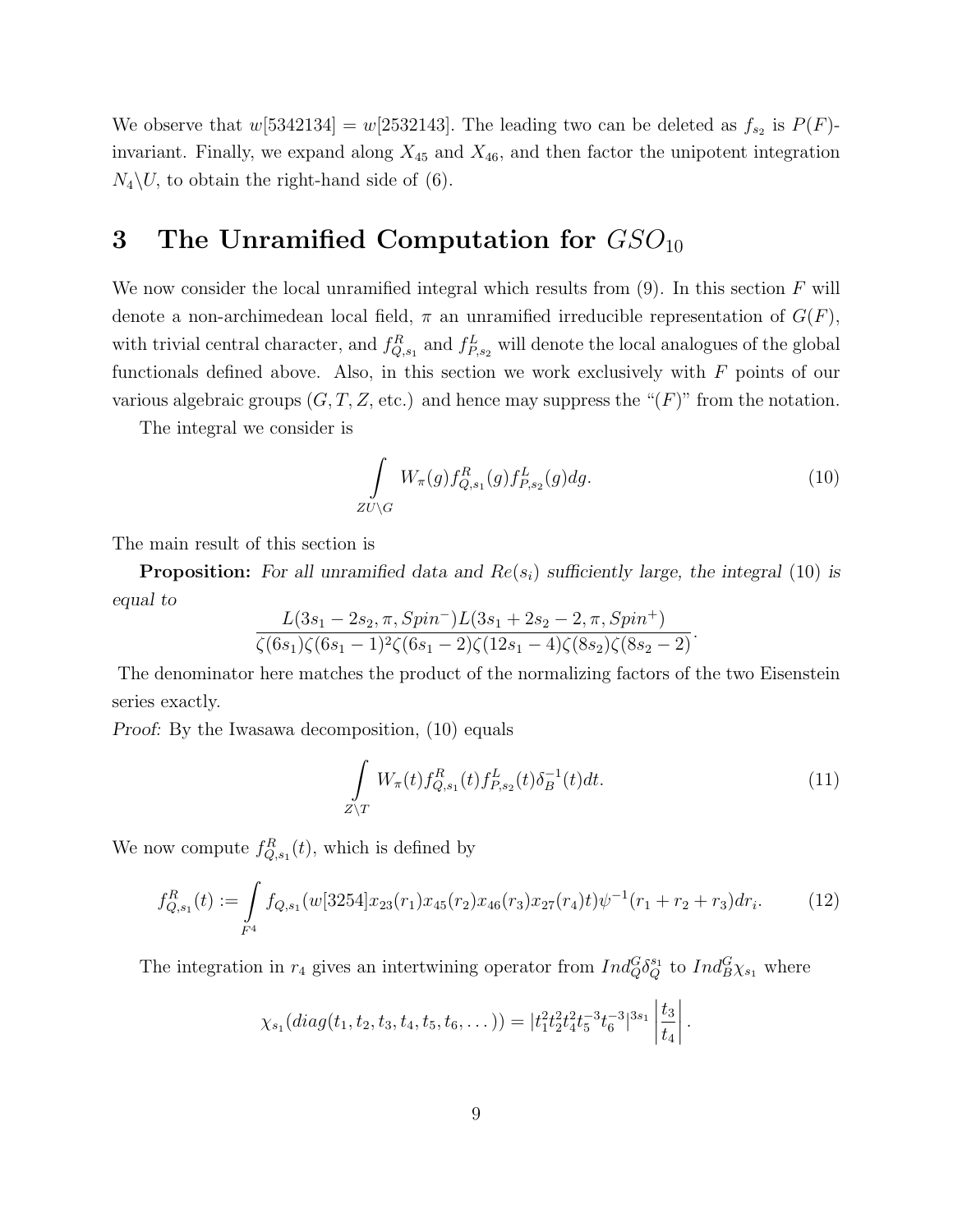We observe that $w[5342134] = w[2532143]$. The leading two can be deleted as $f_{s_2}$ is $P(F)$-invariant. Finally, we expand along $X_{45}$ and $X_{46}$, and then factor the unipotent integration $N_4\backslash U$, to obtain the right-hand side of (6).

# 3 The Unramified Computation for $GSO_{10}$

We now consider the local unramified integral which results from (9). In this section $F$ will denote a non-archimedean local field, $\pi$ an unramified irreducible representation of $G(F)$, with trivial central character, and $f^R_{Q,s_1}$ and $f^L_{P,s_2}$ will denote the local analogues of the global functionals defined above. Also, in this section we work exclusively with $F$ points of our various algebraic groups ($G, T, Z$, etc.) and hence may suppress the "$(F)$" from the notation.

The integral we consider is

$$\int\limits_{ZU\backslash G} W_\pi(g) f^R_{Q,s_1}(g) f^L_{P,s_2}(g) dg. \tag{10}$$

The main result of this section is

**Proposition:** *For all unramified data and $Re(s_i)$ sufficiently large, the integral* (10) *is equal to*

$$\frac{L(3s_1 - 2s_2, \pi, Spin^-) L(3s_1 + 2s_2 - 2, \pi, Spin^+)}{\zeta(6s_1)\zeta(6s_1 - 1)^2 \zeta(6s_1 - 2)\zeta(12s_1 - 4)\zeta(8s_2)\zeta(8s_2 - 2)}.$$

The denominator here matches the product of the normalizing factors of the two Eisenstein series exactly.

*Proof:* By the Iwasawa decomposition, (10) equals

$$\int\limits_{Z\backslash T} W_\pi(t) f^R_{Q,s_1}(t) f^L_{P,s_2}(t) \delta_B^{-1}(t) dt. \tag{11}$$

We now compute $f^R_{Q,s_1}(t)$, which is defined by

$$f^R_{Q,s_1}(t) := \int\limits_{F^4} f_{Q,s_1}(w[3254] x_{23}(r_1) x_{45}(r_2) x_{46}(r_3) x_{27}(r_4) t) \psi^{-1}(r_1 + r_2 + r_3) dr_i. \tag{12}$$

The integration in $r_4$ gives an intertwining operator from $Ind^G_Q \delta^{s_1}_Q$ to $Ind^G_B \chi_{s_1}$ where

$$\chi_{s_1}(diag(t_1, t_2, t_3, t_4, t_5, t_6, \dots)) = |t_1^2 t_2^2 t_4^2 t_5^{-3} t_6^{-3}|^{3s_1} \left| \frac{t_3}{t_4} \right|.$$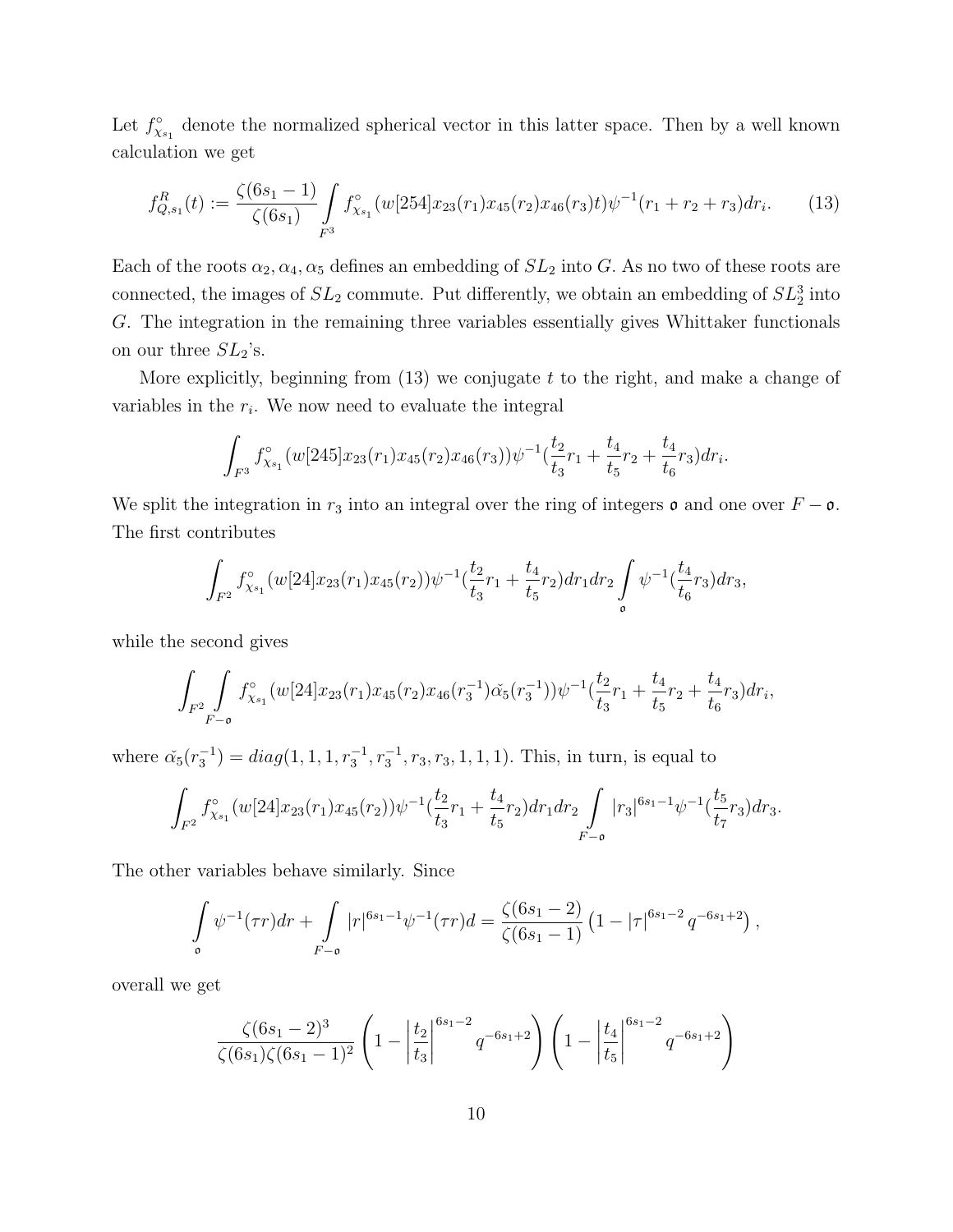Let $f^\circ_{\chi_{s_1}}$ denote the normalized spherical vector in this latter space. Then by a well known calculation we get

$$f^R_{Q,s_1}(t) := \frac{\zeta(6s_1-1)}{\zeta(6s_1)} \int\limits_{F^3} f^\circ_{\chi_{s_1}}(w[254]x_{23}(r_1)x_{45}(r_2)x_{46}(r_3)t)\psi^{-1}(r_1+r_2+r_3)dr_i. \tag{13}$$

Each of the roots $\alpha_2, \alpha_4, \alpha_5$ defines an embedding of $SL_2$ into $G$. As no two of these roots are connected, the images of $SL_2$ commute. Put differently, we obtain an embedding of $SL_2^3$ into $G$. The integration in the remaining three variables essentially gives Whittaker functionals on our three $SL_2$'s.

More explicitly, beginning from (13) we conjugate $t$ to the right, and make a change of variables in the $r_i$. We now need to evaluate the integral

$$\int_{F^3} f^\circ_{\chi_{s_1}}(w[245]x_{23}(r_1)x_{45}(r_2)x_{46}(r_3))\psi^{-1}(\frac{t_2}{t_3}r_1 + \frac{t_4}{t_5}r_2 + \frac{t_4}{t_6}r_3)dr_i.$$

We split the integration in $r_3$ into an integral over the ring of integers $\mathfrak{o}$ and one over $F-\mathfrak{o}$. The first contributes

$$\int_{F^2} f^\circ_{\chi_{s_1}}(w[24]x_{23}(r_1)x_{45}(r_2))\psi^{-1}(\frac{t_2}{t_3}r_1 + \frac{t_4}{t_5}r_2)dr_1dr_2 \int\limits_{\mathfrak{o}} \psi^{-1}(\frac{t_4}{t_6}r_3)dr_3,$$

while the second gives

$$\int_{F^2}\int\limits_{F-\mathfrak{o}} f^\circ_{\chi_{s_1}}(w[24]x_{23}(r_1)x_{45}(r_2)x_{46}(r_3^{-1})\check{\alpha}_5(r_3^{-1}))\psi^{-1}(\frac{t_2}{t_3}r_1 + \frac{t_4}{t_5}r_2 + \frac{t_4}{t_6}r_3)dr_i,$$

where $\check{\alpha}_5(r_3^{-1}) = diag(1,1,1,r_3^{-1},r_3^{-1},r_3,r_3,1,1,1)$. This, in turn, is equal to

$$\int_{F^2} f^\circ_{\chi_{s_1}}(w[24]x_{23}(r_1)x_{45}(r_2))\psi^{-1}(\frac{t_2}{t_3}r_1 + \frac{t_4}{t_5}r_2)dr_1dr_2 \int\limits_{F-\mathfrak{o}} |r_3|^{6s_1-1}\psi^{-1}(\frac{t_5}{t_7}r_3)dr_3.$$

The other variables behave similarly. Since

$$\int\limits_{\mathfrak{o}} \psi^{-1}(\tau r)dr + \int\limits_{F-\mathfrak{o}} |r|^{6s_1-1}\psi^{-1}(\tau r)d = \frac{\zeta(6s_1-2)}{\zeta(6s_1-1)}\left(1 - |\tau|^{6s_1-2} q^{-6s_1+2}\right),$$

overall we get

$$\frac{\zeta(6s_1-2)^3}{\zeta(6s_1)\zeta(6s_1-1)^2}\left(1 - \left|\frac{t_2}{t_3}\right|^{6s_1-2} q^{-6s_1+2}\right)\left(1 - \left|\frac{t_4}{t_5}\right|^{6s_1-2} q^{-6s_1+2}\right)$$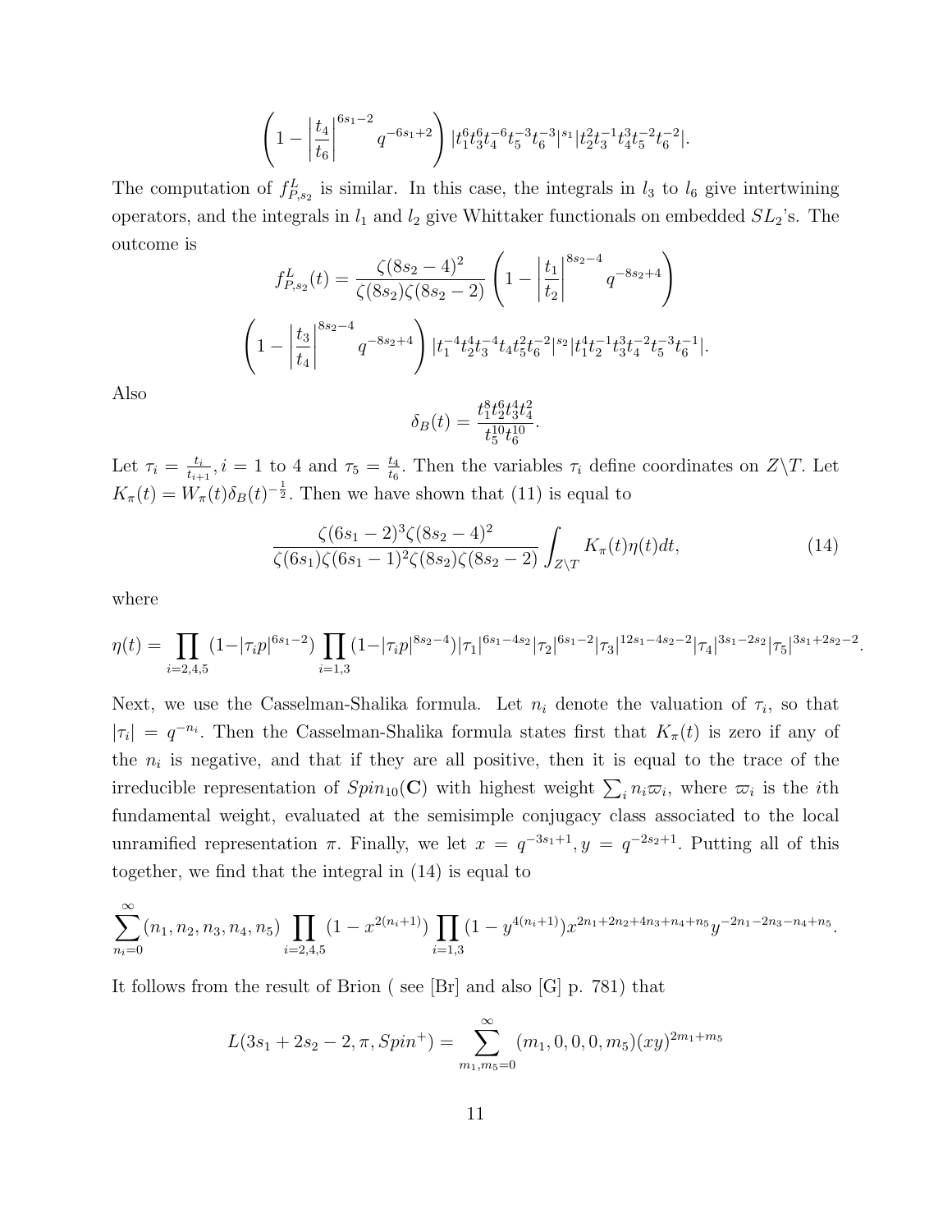$$\left(1 - \left|\frac{t_4}{t_6}\right|^{6s_1-2} q^{-6s_1+2}\right) |t_1^6 t_3^6 t_4^{-6} t_5^{-3} t_6^{-3}|^{s_1} |t_2^2 t_3^{-1} t_4^3 t_5^{-2} t_6^{-2}|.$$

The computation of $f^L_{P,s_2}$ is similar. In this case, the integrals in $l_3$ to $l_6$ give intertwining operators, and the integrals in $l_1$ and $l_2$ give Whittaker functionals on embedded $SL_2$'s. The outcome is

$$f^L_{P,s_2}(t) = \frac{\zeta(8s_2-4)^2}{\zeta(8s_2)\zeta(8s_2-2)} \left(1 - \left|\frac{t_1}{t_2}\right|^{8s_2-4} q^{-8s_2+4}\right)$$

$$\left(1 - \left|\frac{t_3}{t_4}\right|^{8s_2-4} q^{-8s_2+4}\right) |t_1^{-4} t_2^4 t_3^{-4} t_4 t_5^2 t_6^{-2}|^{s_2} |t_1^4 t_2^{-1} t_3^3 t_4^{-2} t_5^{-3} t_6^{-1}|.$$

Also

$$\delta_B(t) = \frac{t_1^8 t_2^6 t_3^4 t_4^2}{t_5^{10} t_6^{10}}.$$

Let $\tau_i = \frac{t_i}{t_{i+1}}, i = 1$ to $4$ and $\tau_5 = \frac{t_4}{t_6}$. Then the variables $\tau_i$ define coordinates on $Z\backslash T$. Let $K_\pi(t) = W_\pi(t)\delta_B(t)^{-\frac{1}{2}}$. Then we have shown that (11) is equal to

$$\frac{\zeta(6s_1-2)^3 \zeta(8s_2-4)^2}{\zeta(6s_1)\zeta(6s_1-1)^2 \zeta(8s_2)\zeta(8s_2-2)} \int_{Z\backslash T} K_\pi(t)\eta(t)dt, \tag{14}$$

where

$$\eta(t) = \prod_{i=2,4,5}(1-|\tau_i p|^{6s_1-2}) \prod_{i=1,3}(1-|\tau_i p|^{8s_2-4}) |\tau_1|^{6s_1-4s_2} |\tau_2|^{6s_1-2} |\tau_3|^{12s_1-4s_2-2} |\tau_4|^{3s_1-2s_2} |\tau_5|^{3s_1+2s_2-2}.$$

Next, we use the Casselman-Shalika formula. Let $n_i$ denote the valuation of $\tau_i$, so that $|\tau_i| = q^{-n_i}$. Then the Casselman-Shalika formula states first that $K_\pi(t)$ is zero if any of the $n_i$ is negative, and that if they are all positive, then it is equal to the trace of the irreducible representation of $Spin_{10}(\mathbf{C})$ with highest weight $\sum_i n_i \varpi_i$, where $\varpi_i$ is the $i$th fundamental weight, evaluated at the semisimple conjugacy class associated to the local unramified representation $\pi$. Finally, we let $x = q^{-3s_1+1}, y = q^{-2s_2+1}$. Putting all of this together, we find that the integral in (14) is equal to

$$\sum_{n_i=0}^{\infty} (n_1,n_2,n_3,n_4,n_5) \prod_{i=2,4,5}(1-x^{2(n_i+1)}) \prod_{i=1,3}(1-y^{4(n_i+1)}) x^{2n_1+2n_2+4n_3+n_4+n_5} y^{-2n_1-2n_3-n_4+n_5}.$$

It follows from the result of Brion ( see [Br] and also [G] p. 781) that

$$L(3s_1+2s_2-2,\pi,Spin^+) = \sum_{m_1,m_5=0}^{\infty} (m_1,0,0,0,m_5)(xy)^{2m_1+m_5}$$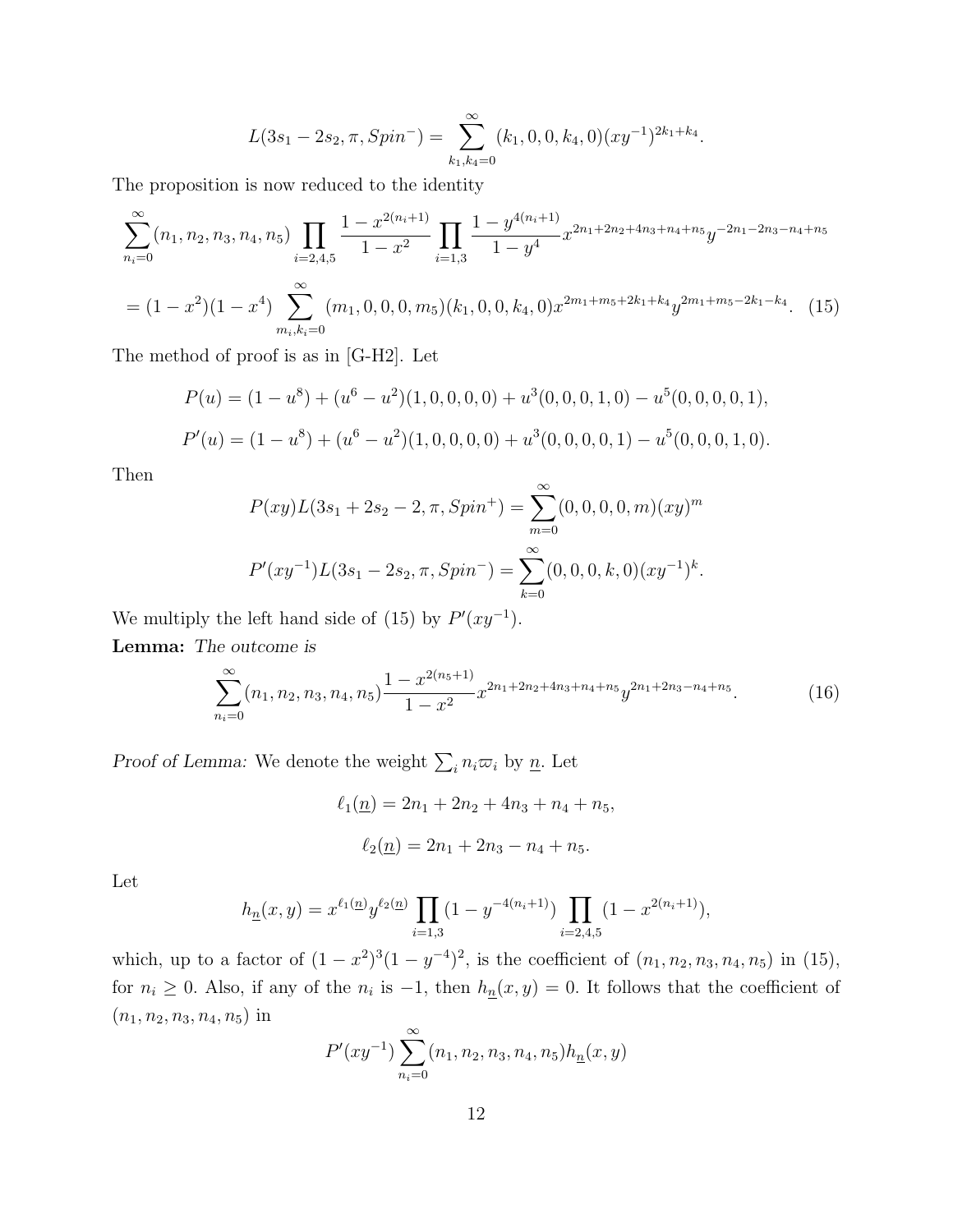$$L(3s_1-2s_2,\pi,Spin^-)=\sum_{k_1,k_4=0}^{\infty}(k_1,0,0,k_4,0)(xy^{-1})^{2k_1+k_4}.$$

The proposition is now reduced to the identity

$$\sum_{n_i=0}^{\infty}(n_1,n_2,n_3,n_4,n_5)\prod_{i=2,4,5}\frac{1-x^{2(n_i+1)}}{1-x^2}\prod_{i=1,3}\frac{1-y^{4(n_i+1)}}{1-y^4}x^{2n_1+2n_2+4n_3+n_4+n_5}y^{-2n_1-2n_3-n_4+n_5}$$

$$=(1-x^2)(1-x^4)\sum_{m_i,k_i=0}^{\infty}(m_1,0,0,0,m_5)(k_1,0,0,k_4,0)x^{2m_1+m_5+2k_1+k_4}y^{2m_1+m_5-2k_1-k_4}. \quad (15)$$

The method of proof is as in [G-H2]. Let

$$P(u)=(1-u^8)+(u^6-u^2)(1,0,0,0,0)+u^3(0,0,0,1,0)-u^5(0,0,0,0,1),$$

$$P'(u)=(1-u^8)+(u^6-u^2)(1,0,0,0,0)+u^3(0,0,0,0,1)-u^5(0,0,0,1,0).$$

Then

$$P(xy)L(3s_1+2s_2-2,\pi,Spin^+)=\sum_{m=0}^{\infty}(0,0,0,0,m)(xy)^m$$

$$P'(xy^{-1})L(3s_1-2s_2,\pi,Spin^-)=\sum_{k=0}^{\infty}(0,0,0,k,0)(xy^{-1})^k.$$

We multiply the left hand side of (15) by $P'(xy^{-1})$.

**Lemma:** *The outcome is*

$$\sum_{n_i=0}^{\infty}(n_1,n_2,n_3,n_4,n_5)\frac{1-x^{2(n_5+1)}}{1-x^2}x^{2n_1+2n_2+4n_3+n_4+n_5}y^{2n_1+2n_3-n_4+n_5}. \quad (16)$$

*Proof of Lemma:* We denote the weight $\sum_i n_i\varpi_i$ by $\underline{n}$. Let

$$\ell_1(\underline{n})=2n_1+2n_2+4n_3+n_4+n_5,$$

$$\ell_2(\underline{n})=2n_1+2n_3-n_4+n_5.$$

Let

$$h_{\underline{n}}(x,y)=x^{\ell_1(\underline{n})}y^{\ell_2(\underline{n})}\prod_{i=1,3}(1-y^{-4(n_i+1)})\prod_{i=2,4,5}(1-x^{2(n_i+1)}),$$

which, up to a factor of $(1-x^2)^3(1-y^{-4})^2$, is the coefficient of $(n_1,n_2,n_3,n_4,n_5)$ in (15), for $n_i\geq 0$. Also, if any of the $n_i$ is $-1$, then $h_{\underline{n}}(x,y)=0$. It follows that the coefficient of $(n_1,n_2,n_3,n_4,n_5)$ in

$$P'(xy^{-1})\sum_{n_i=0}^{\infty}(n_1,n_2,n_3,n_4,n_5)h_{\underline{n}}(x,y)$$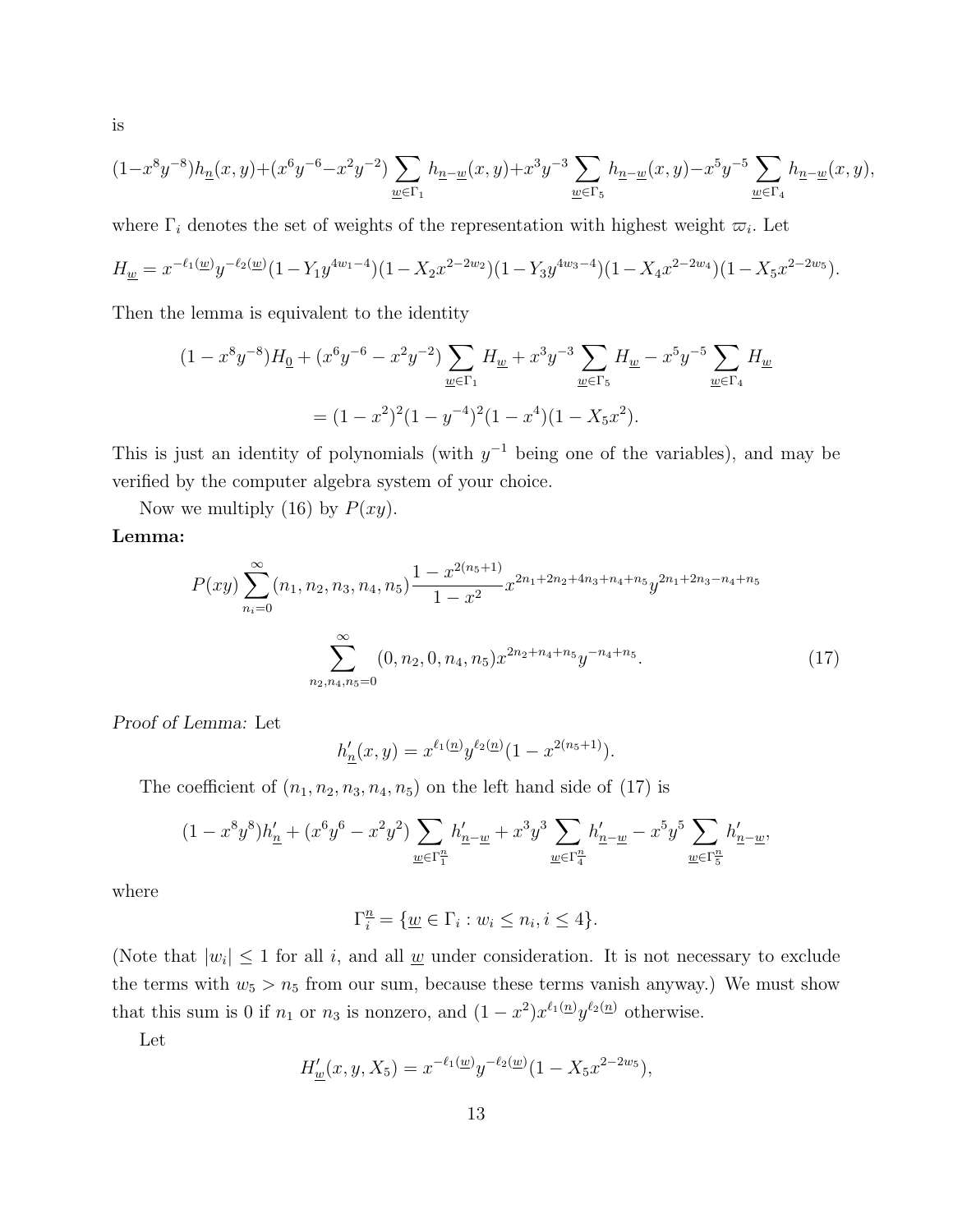is

$$(1-x^8y^{-8})h_{\underline{n}}(x,y)+(x^6y^{-6}-x^2y^{-2})\sum_{\underline{w}\in\Gamma_1} h_{\underline{n}-\underline{w}}(x,y)+x^3y^{-3}\sum_{\underline{w}\in\Gamma_5} h_{\underline{n}-\underline{w}}(x,y)-x^5y^{-5}\sum_{\underline{w}\in\Gamma_4} h_{\underline{n}-\underline{w}}(x,y),$$

where $\Gamma_i$ denotes the set of weights of the representation with highest weight $\varpi_i$. Let

$$H_{\underline{w}} = x^{-\ell_1(\underline{w})}y^{-\ell_2(\underline{w})}(1-Y_1y^{4w_1-4})(1-X_2x^{2-2w_2})(1-Y_3y^{4w_3-4})(1-X_4x^{2-2w_4})(1-X_5x^{2-2w_5}).$$

Then the lemma is equivalent to the identity

$$(1-x^8y^{-8})H_{\underline{0}}+(x^6y^{-6}-x^2y^{-2})\sum_{\underline{w}\in\Gamma_1} H_{\underline{w}}+x^3y^{-3}\sum_{\underline{w}\in\Gamma_5} H_{\underline{w}}-x^5y^{-5}\sum_{\underline{w}\in\Gamma_4} H_{\underline{w}}$$
$$=(1-x^2)^2(1-y^{-4})^2(1-x^4)(1-X_5x^2).$$

This is just an identity of polynomials (with $y^{-1}$ being one of the variables), and may be verified by the computer algebra system of your choice.

Now we multiply (16) by $P(xy)$.

**Lemma:**

$$P(xy)\sum_{n_i=0}^{\infty}(n_1,n_2,n_3,n_4,n_5)\frac{1-x^{2(n_5+1)}}{1-x^2}x^{2n_1+2n_2+4n_3+n_4+n_5}y^{2n_1+2n_3-n_4+n_5}$$

$$\sum_{n_2,n_4,n_5=0}^{\infty}(0,n_2,0,n_4,n_5)x^{2n_2+n_4+n_5}y^{-n_4+n_5}. \tag{17}$$

*Proof of Lemma:* Let

$$h'_{\underline{n}}(x,y)=x^{\ell_1(\underline{n})}y^{\ell_2(\underline{n})}(1-x^{2(n_5+1)}).$$

The coefficient of $(n_1,n_2,n_3,n_4,n_5)$ on the left hand side of (17) is

$$(1-x^8y^8)h'_{\underline{n}}+(x^6y^6-x^2y^2)\sum_{\underline{w}\in\Gamma_1^{\underline{n}}} h'_{\underline{n}-\underline{w}}+x^3y^3\sum_{\underline{w}\in\Gamma_4^{\underline{n}}} h'_{\underline{n}-\underline{w}}-x^5y^5\sum_{\underline{w}\in\Gamma_5^{\underline{n}}} h'_{\underline{n}-\underline{w}},$$

where

$$\Gamma_i^{\underline{n}}=\{\underline{w}\in\Gamma_i : w_i\leq n_i, i\leq 4\}.$$

(Note that $|w_i|\leq 1$ for all $i$, and all $\underline{w}$ under consideration. It is not necessary to exclude the terms with $w_5>n_5$ from our sum, because these terms vanish anyway.) We must show that this sum is 0 if $n_1$ or $n_3$ is nonzero, and $(1-x^2)x^{\ell_1(\underline{n})}y^{\ell_2(\underline{n})}$ otherwise.

Let

$$H'_{\underline{w}}(x,y,X_5)=x^{-\ell_1(\underline{w})}y^{-\ell_2(\underline{w})}(1-X_5x^{2-2w_5}),$$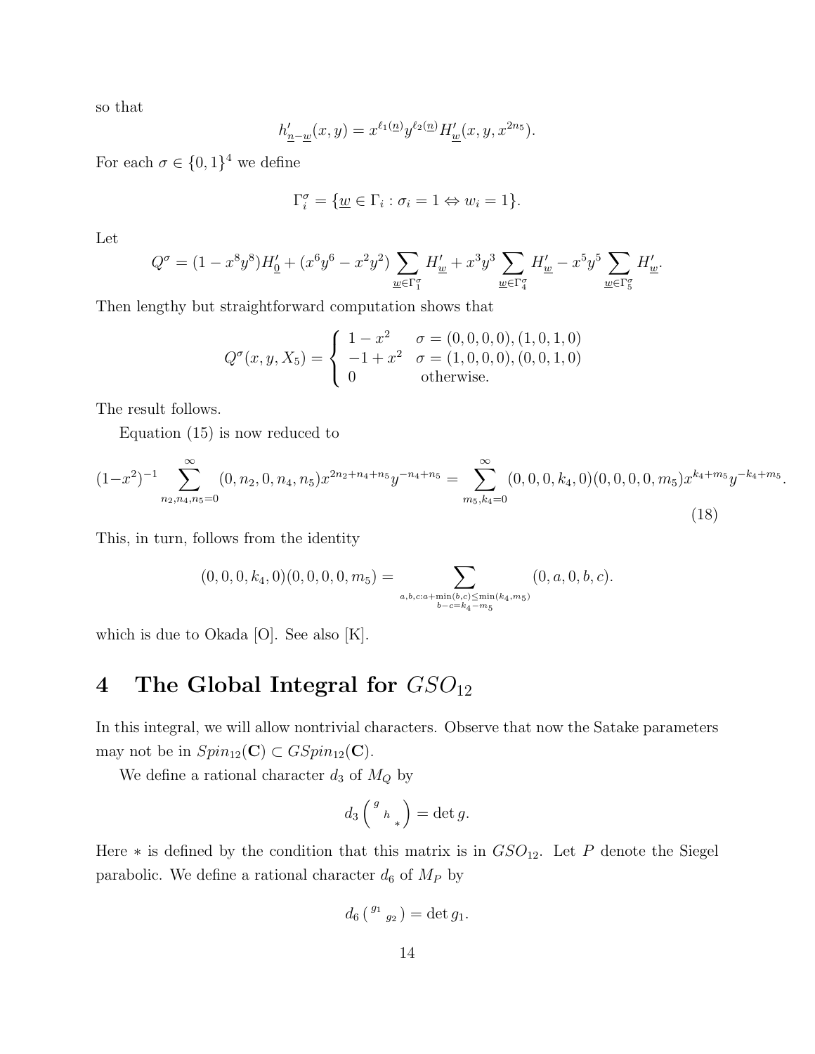so that

$$h'_{\underline{n}-\underline{w}}(x,y) = x^{\ell_1(\underline{n})} y^{\ell_2(\underline{n})} H'_{\underline{w}}(x,y,x^{2n_5}).$$

For each $\sigma \in \{0,1\}^4$ we define

$$\Gamma_i^\sigma = \{\underline{w} \in \Gamma_i : \sigma_i = 1 \Leftrightarrow w_i = 1\}.$$

Let

$$Q^\sigma = (1 - x^8 y^8) H'_{\underline{0}} + (x^6 y^6 - x^2 y^2) \sum_{\underline{w} \in \Gamma_1^\sigma} H'_{\underline{w}} + x^3 y^3 \sum_{\underline{w} \in \Gamma_4^\sigma} H'_{\underline{w}} - x^5 y^5 \sum_{\underline{w} \in \Gamma_5^\sigma} H'_{\underline{w}}.$$

Then lengthy but straightforward computation shows that

$$Q^\sigma(x,y,X_5) = \begin{cases} 1 - x^2 & \sigma = (0,0,0,0),(1,0,1,0) \\ -1 + x^2 & \sigma = (1,0,0,0),(0,0,1,0) \\ 0 & \text{otherwise.} \end{cases}$$

The result follows.

Equation (15) is now reduced to

$$(1-x^2)^{-1} \sum_{n_2,n_4,n_5=0}^{\infty} (0,n_2,0,n_4,n_5) x^{2n_2+n_4+n_5} y^{-n_4+n_5} = \sum_{m_5,k_4=0}^{\infty} (0,0,0,k_4,0)(0,0,0,0,m_5) x^{k_4+m_5} y^{-k_4+m_5}. \tag{18}$$

This, in turn, follows from the identity

$$(0,0,0,k_4,0)(0,0,0,0,m_5) = \sum_{\substack{a,b,c: a+\min(b,c) \le \min(k_4,m_5) \\ b-c = k_4 - m_5}} (0,a,0,b,c).$$

which is due to Okada [O]. See also [K].

# 4 The Global Integral for $GSO_{12}$

In this integral, we will allow nontrivial characters. Observe that now the Satake parameters may not be in $Spin_{12}(\mathbf{C}) \subset GSpin_{12}(\mathbf{C})$.

We define a rational character $d_3$ of $M_Q$ by

$$d_3 \begin{pmatrix} g & & \\ & h & \\ & & * \end{pmatrix} = \det g.$$

Here $*$ is defined by the condition that this matrix is in $GSO_{12}$. Let $P$ denote the Siegel parabolic. We define a rational character $d_6$ of $M_P$ by

$$d_6 \begin{pmatrix} g_1 & \\ & g_2 \end{pmatrix} = \det g_1.$$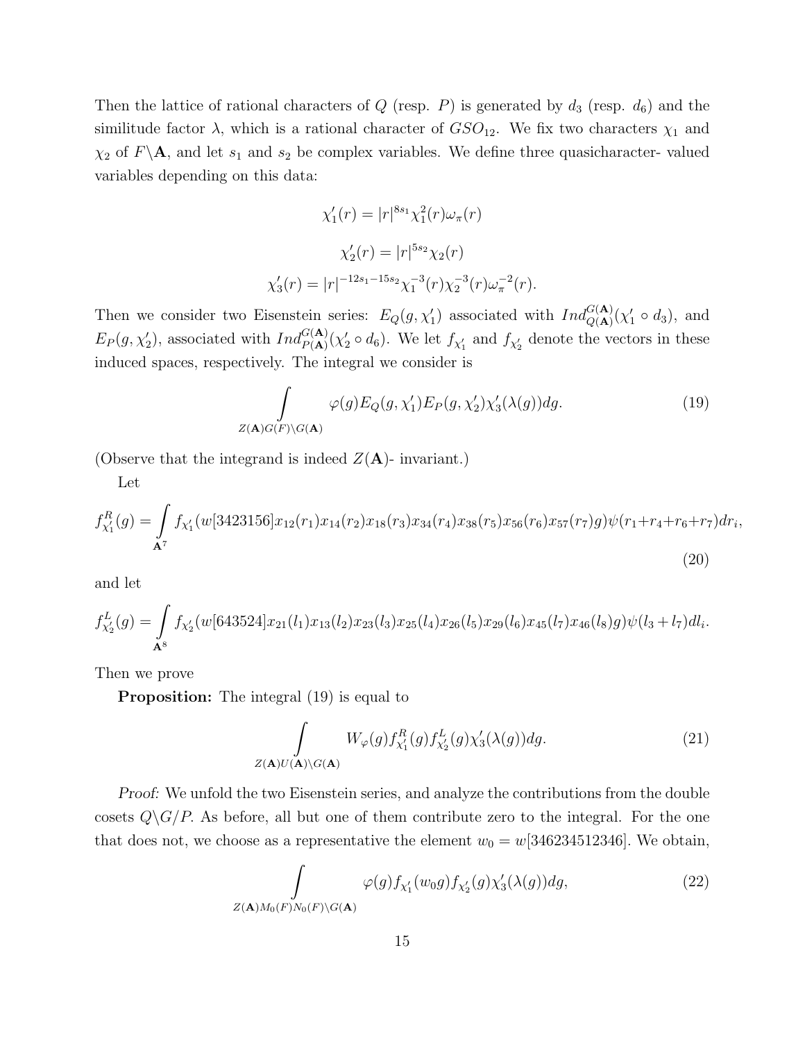Then the lattice of rational characters of $Q$ (resp. $P$) is generated by $d_3$ (resp. $d_6$) and the similitude factor $\lambda$, which is a rational character of $GSO_{12}$. We fix two characters $\chi_1$ and $\chi_2$ of $F\backslash\mathbf{A}$, and let $s_1$ and $s_2$ be complex variables. We define three quasicharacter- valued variables depending on this data:

$$\chi_1'(r) = |r|^{8s_1}\chi_1^2(r)\omega_\pi(r)$$

$$\chi_2'(r) = |r|^{5s_2}\chi_2(r)$$

$$\chi_3'(r) = |r|^{-12s_1-15s_2}\chi_1^{-3}(r)\chi_2^{-3}(r)\omega_\pi^{-2}(r).$$

Then we consider two Eisenstein series: $E_Q(g,\chi_1')$ associated with $Ind_{Q(\mathbf{A})}^{G(\mathbf{A})}(\chi_1'\circ d_3)$, and $E_P(g,\chi_2')$, associated with $Ind_{P(\mathbf{A})}^{G(\mathbf{A})}(\chi_2'\circ d_6)$. We let $f_{\chi_1'}$ and $f_{\chi_2'}$ denote the vectors in these induced spaces, respectively. The integral we consider is

$$\int\limits_{Z(\mathbf{A})G(F)\backslash G(\mathbf{A})} \varphi(g)E_Q(g,\chi_1')E_P(g,\chi_2')\chi_3'(\lambda(g))dg. \tag{19}$$

(Observe that the integrand is indeed $Z(\mathbf{A})$- invariant.)

Let

$$f_{\chi_1'}^R(g) = \int\limits_{\mathbf{A}^7} f_{\chi_1'}(w[3423156]x_{12}(r_1)x_{14}(r_2)x_{18}(r_3)x_{34}(r_4)x_{38}(r_5)x_{56}(r_6)x_{57}(r_7)g)\psi(r_1+r_4+r_6+r_7)dr_i, \tag{20}$$

and let

$$f_{\chi_2'}^L(g) = \int\limits_{\mathbf{A}^8} f_{\chi_2'}(w[643524]x_{21}(l_1)x_{13}(l_2)x_{23}(l_3)x_{25}(l_4)x_{26}(l_5)x_{29}(l_6)x_{45}(l_7)x_{46}(l_8)g)\psi(l_3+l_7)dl_i.$$

Then we prove

**Proposition:** The integral (19) is equal to

$$\int\limits_{Z(\mathbf{A})U(\mathbf{A})\backslash G(\mathbf{A})} W_\varphi(g)f_{\chi_1'}^R(g)f_{\chi_2'}^L(g)\chi_3'(\lambda(g))dg. \tag{21}$$

*Proof:* We unfold the two Eisenstein series, and analyze the contributions from the double cosets $Q\backslash G/P$. As before, all but one of them contribute zero to the integral. For the one that does not, we choose as a representative the element $w_0 = w[346234512346]$. We obtain,

$$\int\limits_{Z(\mathbf{A})M_0(F)N_0(F)\backslash G(\mathbf{A})} \varphi(g)f_{\chi_1'}(w_0g)f_{\chi_2'}(g)\chi_3'(\lambda(g))dg, \tag{22}$$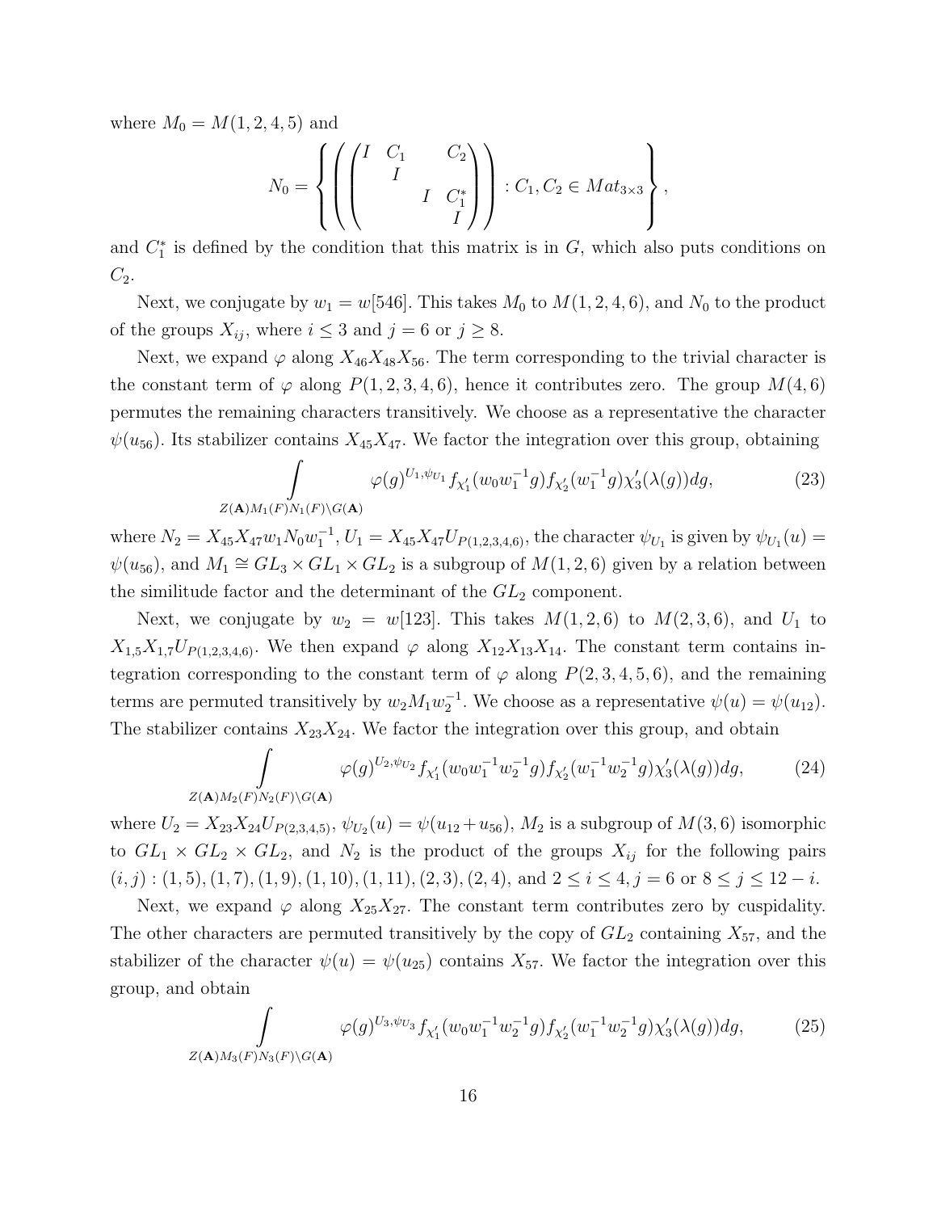where $M_0 = M(1,2,4,5)$ and

$$N_0 = \left\{ \left( \begin{pmatrix} I & C_1 & & C_2 \\ & I & & \\ & & I & C_1^* \\ & & & I \end{pmatrix} \right) : C_1, C_2 \in Mat_{3\times 3} \right\},$$

and $C_1^*$ is defined by the condition that this matrix is in $G$, which also puts conditions on $C_2$.

Next, we conjugate by $w_1 = w[546]$. This takes $M_0$ to $M(1,2,4,6)$, and $N_0$ to the product of the groups $X_{ij}$, where $i \leq 3$ and $j = 6$ or $j \geq 8$.

Next, we expand $\varphi$ along $X_{46}X_{48}X_{56}$. The term corresponding to the trivial character is the constant term of $\varphi$ along $P(1,2,3,4,6)$, hence it contributes zero. The group $M(4,6)$ permutes the remaining characters transitively. We choose as a representative the character $\psi(u_{56})$. Its stabilizer contains $X_{45}X_{47}$. We factor the integration over this group, obtaining

$$\int_{Z(\mathbf{A})M_1(F)N_1(F)\backslash G(\mathbf{A})} \varphi(g)^{U_1,\psi_{U_1}} f_{\chi_1'}(w_0 w_1^{-1} g) f_{\chi_2'}(w_1^{-1} g) \chi_3'(\lambda(g)) dg, \tag{23}$$

where $N_2 = X_{45}X_{47}w_1 N_0 w_1^{-1}$, $U_1 = X_{45}X_{47}U_{P(1,2,3,4,6)}$, the character $\psi_{U_1}$ is given by $\psi_{U_1}(u) = \psi(u_{56})$, and $M_1 \cong GL_3 \times GL_1 \times GL_2$ is a subgroup of $M(1,2,6)$ given by a relation between the similitude factor and the determinant of the $GL_2$ component.

Next, we conjugate by $w_2 = w[123]$. This takes $M(1,2,6)$ to $M(2,3,6)$, and $U_1$ to $X_{1,5}X_{1,7}U_{P(1,2,3,4,6)}$. We then expand $\varphi$ along $X_{12}X_{13}X_{14}$. The constant term contains integration corresponding to the constant term of $\varphi$ along $P(2,3,4,5,6)$, and the remaining terms are permuted transitively by $w_2 M_1 w_2^{-1}$. We choose as a representative $\psi(u) = \psi(u_{12})$. The stabilizer contains $X_{23}X_{24}$. We factor the integration over this group, and obtain

$$\int_{Z(\mathbf{A})M_2(F)N_2(F)\backslash G(\mathbf{A})} \varphi(g)^{U_2,\psi_{U_2}} f_{\chi_1'}(w_0 w_1^{-1} w_2^{-1} g) f_{\chi_2'}(w_1^{-1} w_2^{-1} g) \chi_3'(\lambda(g)) dg, \tag{24}$$

where $U_2 = X_{23}X_{24}U_{P(2,3,4,5)}$, $\psi_{U_2}(u) = \psi(u_{12} + u_{56})$, $M_2$ is a subgroup of $M(3,6)$ isomorphic to $GL_1 \times GL_2 \times GL_2$, and $N_2$ is the product of the groups $X_{ij}$ for the following pairs $(i,j) : (1,5), (1,7), (1,9), (1,10), (1,11), (2,3), (2,4)$, and $2 \leq i \leq 4$, $j = 6$ or $8 \leq j \leq 12 - i$.

Next, we expand $\varphi$ along $X_{25}X_{27}$. The constant term contributes zero by cuspidality. The other characters are permuted transitively by the copy of $GL_2$ containing $X_{57}$, and the stabilizer of the character $\psi(u) = \psi(u_{25})$ contains $X_{57}$. We factor the integration over this group, and obtain

$$\int_{Z(\mathbf{A})M_3(F)N_3(F)\backslash G(\mathbf{A})} \varphi(g)^{U_3,\psi_{U_3}} f_{\chi_1'}(w_0 w_1^{-1} w_2^{-1} g) f_{\chi_2'}(w_1^{-1} w_2^{-1} g) \chi_3'(\lambda(g)) dg, \tag{25}$$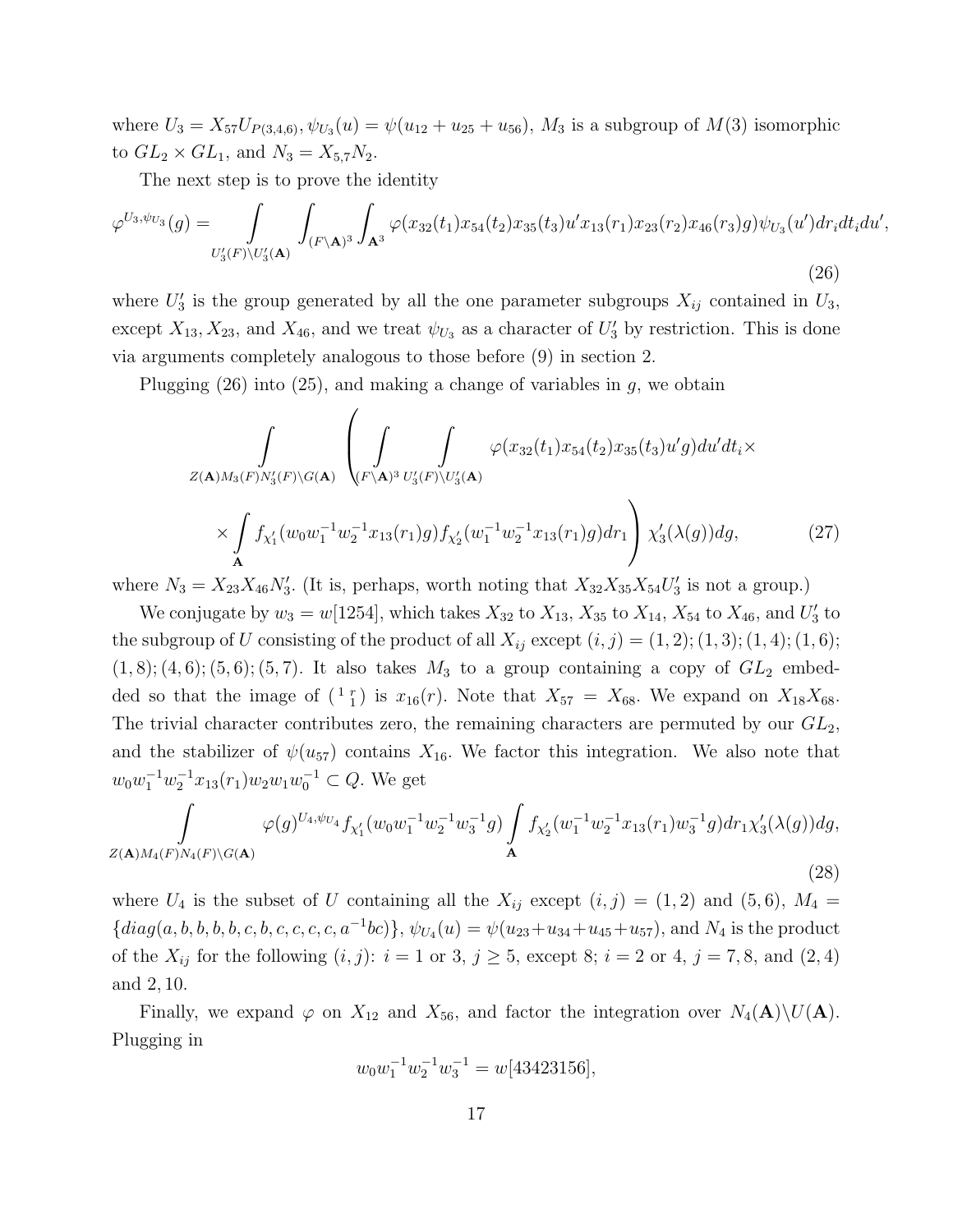where $U_3 = X_{57}U_{P(3,4,6)}, \psi_{U_3}(u) = \psi(u_{12} + u_{25} + u_{56})$, $M_3$ is a subgroup of $M(3)$ isomorphic to $GL_2 \times GL_1$, and $N_3 = X_{5,7}N_2$.

The next step is to prove the identity

$$\varphi^{U_3,\psi_{U_3}}(g) = \int\limits_{U_3'(F)\backslash U_3'(\mathbf{A})} \int_{(F\backslash \mathbf{A})^3} \int_{\mathbf{A}^3} \varphi(x_{32}(t_1)x_{54}(t_2)x_{35}(t_3)u'x_{13}(r_1)x_{23}(r_2)x_{46}(r_3)g)\psi_{U_3}(u')dr_i dt_i du', \tag{26}$$

where $U_3'$ is the group generated by all the one parameter subgroups $X_{ij}$ contained in $U_3$, except $X_{13}, X_{23}$, and $X_{46}$, and we treat $\psi_{U_3}$ as a character of $U_3'$ by restriction. This is done via arguments completely analogous to those before (9) in section 2.

Plugging (26) into (25), and making a change of variables in $g$, we obtain

$$\int\limits_{Z(\mathbf{A})M_3(F)N_3'(F)\backslash G(\mathbf{A})} \left( \int\limits_{(F\backslash \mathbf{A})^3} \int\limits_{U_3'(F)\backslash U_3'(\mathbf{A})} \varphi(x_{32}(t_1)x_{54}(t_2)x_{35}(t_3)u'g)du'dt_i \times \right.$$
$$\left. \times \int\limits_{\mathbf{A}} f_{\chi_1'}(w_0w_1^{-1}w_2^{-1}x_{13}(r_1)g)f_{\chi_2'}(w_1^{-1}w_2^{-1}x_{13}(r_1)g)dr_1 \right) \chi_3'(\lambda(g))dg, \tag{27}$$

where $N_3 = X_{23}X_{46}N_3'$. (It is, perhaps, worth noting that $X_{32}X_{35}X_{54}U_3'$ is not a group.)

We conjugate by $w_3 = w[1254]$, which takes $X_{32}$ to $X_{13}$, $X_{35}$ to $X_{14}$, $X_{54}$ to $X_{46}$, and $U_3'$ to the subgroup of $U$ consisting of the product of all $X_{ij}$ except $(i,j) = (1,2); (1,3); (1,4); (1,6); (1,8); (4,6); (5,6); (5,7)$. It also takes $M_3$ to a group containing a copy of $GL_2$ embedded so that the image of $\left(\begin{smallmatrix} 1 & r \\ & 1 \end{smallmatrix}\right)$ is $x_{16}(r)$. Note that $X_{57} = X_{68}$. We expand on $X_{18}X_{68}$. The trivial character contributes zero, the remaining characters are permuted by our $GL_2$, and the stabilizer of $\psi(u_{57})$ contains $X_{16}$. We factor this integration. We also note that $w_0w_1^{-1}w_2^{-1}x_{13}(r_1)w_2w_1w_0^{-1} \subset Q$. We get

$$\int\limits_{Z(\mathbf{A})M_4(F)N_4(F)\backslash G(\mathbf{A})} \varphi(g)^{U_4,\psi_{U_4}} f_{\chi_1'}(w_0w_1^{-1}w_2^{-1}w_3^{-1}g) \int\limits_{\mathbf{A}} f_{\chi_2'}(w_1^{-1}w_2^{-1}x_{13}(r_1)w_3^{-1}g)dr_1\chi_3'(\lambda(g))dg, \tag{28}$$

where $U_4$ is the subset of $U$ containing all the $X_{ij}$ except $(i,j) = (1,2)$ and $(5,6)$, $M_4 = \{diag(a,b,b,b,b,c,b,c,c,c,c,a^{-1}bc)\}$, $\psi_{U_4}(u) = \psi(u_{23}+u_{34}+u_{45}+u_{57})$, and $N_4$ is the product of the $X_{ij}$ for the following $(i,j)$: $i = 1$ or $3$, $j \geq 5$, except $8$; $i = 2$ or $4$, $j = 7, 8$, and $(2,4)$ and $2, 10$.

Finally, we expand $\varphi$ on $X_{12}$ and $X_{56}$, and factor the integration over $N_4(\mathbf{A})\backslash U(\mathbf{A})$. Plugging in

$$w_0w_1^{-1}w_2^{-1}w_3^{-1} = w[43423156],$$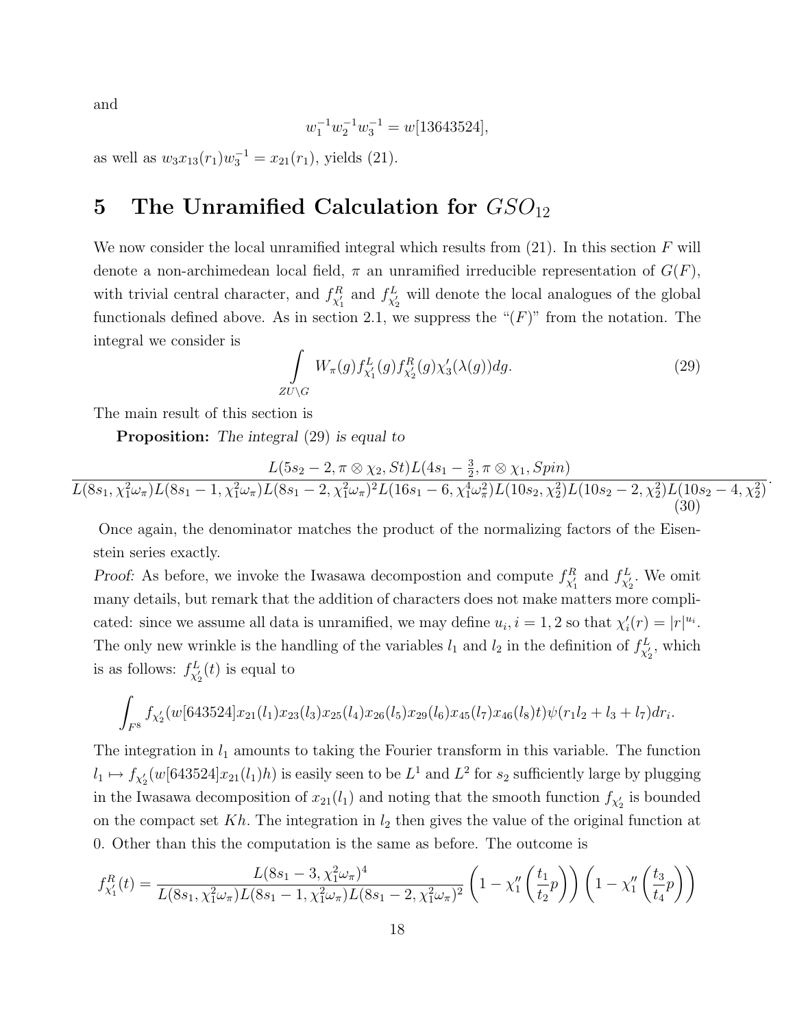and

$$w_1^{-1}w_2^{-1}w_3^{-1} = w[13643524],$$

as well as $w_3 x_{13}(r_1) w_3^{-1} = x_{21}(r_1)$, yields (21).

## 5 The Unramified Calculation for $GSO_{12}$

We now consider the local unramified integral which results from (21). In this section $F$ will denote a non-archimedean local field, $\pi$ an unramified irreducible representation of $G(F)$, with trivial central character, and $f^R_{\chi'_1}$ and $f^L_{\chi'_2}$ will denote the local analogues of the global functionals defined above. As in section 2.1, we suppress the "$(F)$" from the notation. The integral we consider is

$$\int\limits_{ZU\backslash G} W_\pi(g) f^L_{\chi'_1}(g) f^R_{\chi'_2}(g) \chi'_3(\lambda(g)) dg. \tag{29}$$

The main result of this section is

**Proposition:** *The integral* (29) *is equal to*

$$\frac{L(5s_2-2,\pi\otimes\chi_2,St)L(4s_1-\frac{3}{2},\pi\otimes\chi_1,Spin)}{L(8s_1,\chi_1^2\omega_\pi)L(8s_1-1,\chi_1^2\omega_\pi)L(8s_1-2,\chi_1^2\omega_\pi)^2L(16s_1-6,\chi_1^4\omega_\pi^2)L(10s_2,\chi_2^2)L(10s_2-2,\chi_2^2)L(10s_2-4,\chi_2^2)}. \tag{30}$$

Once again, the denominator matches the product of the normalizing factors of the Eisenstein series exactly.

*Proof:* As before, we invoke the Iwasawa decompostion and compute $f^R_{\chi'_1}$ and $f^L_{\chi'_2}$. We omit many details, but remark that the addition of characters does not make matters more complicated: since we assume all data is unramified, we may define $u_i, i=1,2$ so that $\chi'_i(r) = |r|^{u_i}$. The only new wrinkle is the handling of the variables $l_1$ and $l_2$ in the definition of $f^L_{\chi'_2}$, which is as follows: $f^L_{\chi'_2}(t)$ is equal to

$$\int_{F^8} f_{\chi'_2}(w[643524]x_{21}(l_1)x_{23}(l_3)x_{25}(l_4)x_{26}(l_5)x_{29}(l_6)x_{45}(l_7)x_{46}(l_8)t)\psi(r_1l_2+l_3+l_7)dr_i.$$

The integration in $l_1$ amounts to taking the Fourier transform in this variable. The function $l_1 \mapsto f_{\chi'_2}(w[643524]x_{21}(l_1)h)$ is easily seen to be $L^1$ and $L^2$ for $s_2$ sufficiently large by plugging in the Iwasawa decomposition of $x_{21}(l_1)$ and noting that the smooth function $f_{\chi'_2}$ is bounded on the compact set $Kh$. The integration in $l_2$ then gives the value of the original function at 0. Other than this the computation is the same as before. The outcome is

$$f^R_{\chi'_1}(t) = \frac{L(8s_1-3,\chi_1^2\omega_\pi)^4}{L(8s_1,\chi_1^2\omega_\pi)L(8s_1-1,\chi_1^2\omega_\pi)L(8s_1-2,\chi_1^2\omega_\pi)^2}\left(1-\chi''_1\left(\frac{t_1}{t_2}p\right)\right)\left(1-\chi''_1\left(\frac{t_3}{t_4}p\right)\right)$$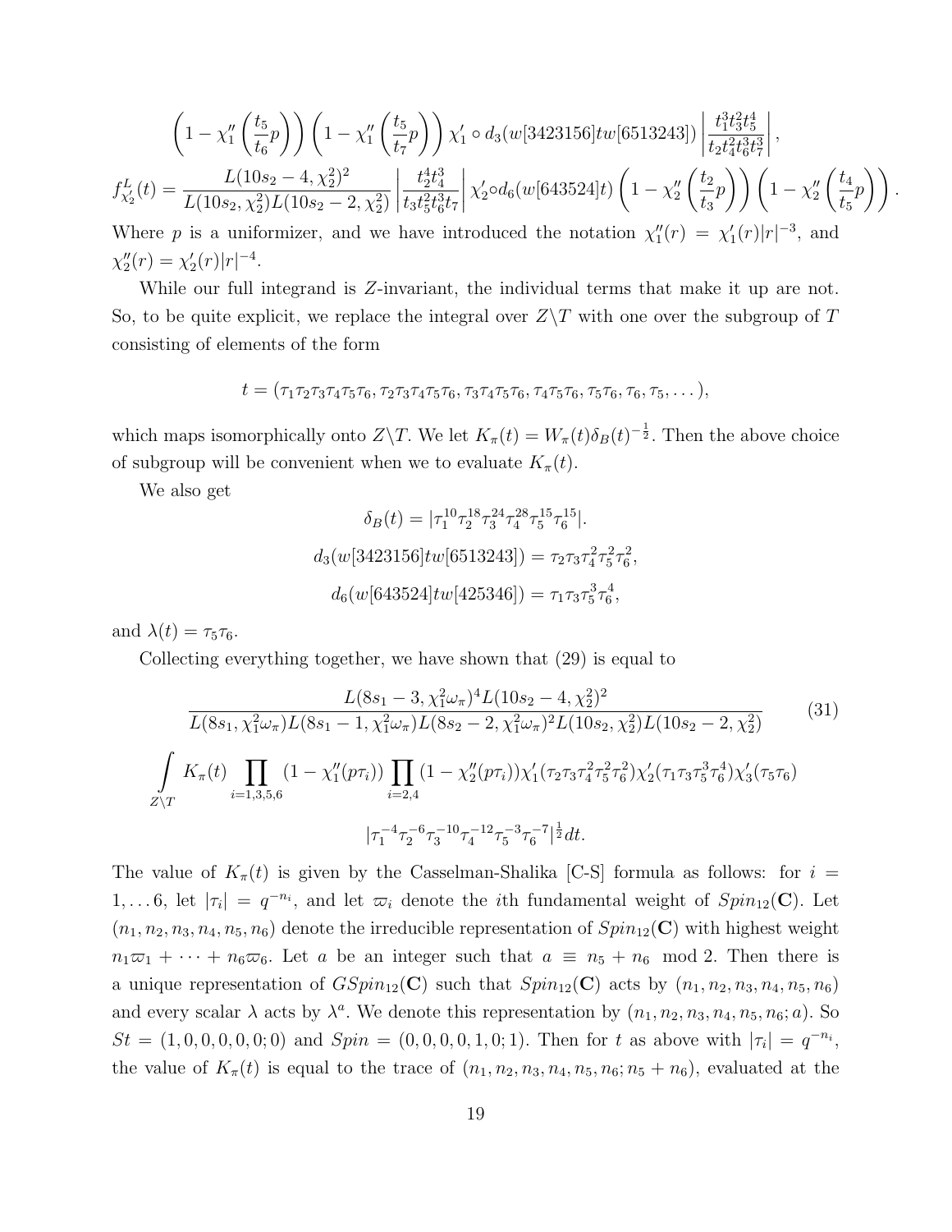$$\left(1-\chi_1''\left(\frac{t_5}{t_6}p\right)\right)\left(1-\chi_1''\left(\frac{t_5}{t_7}p\right)\right)\chi_1'\circ d_3(w[3423156]tw[6513243])\left|\frac{t_1^3t_3^2t_5^4}{t_2t_4^2t_6^3t_7^3}\right|,$$

$$f^L_{\chi_2'}(t)=\frac{L(10s_2-4,\chi_2^2)^2}{L(10s_2,\chi_2^2)L(10s_2-2,\chi_2^2)}\left|\frac{t_2^4t_4^3}{t_3t_5^2t_6^3t_7}\right|\chi_2'\circ d_6(w[643524]t)\left(1-\chi_2''\left(\frac{t_2}{t_3}p\right)\right)\left(1-\chi_2''\left(\frac{t_4}{t_5}p\right)\right).$$

Where $p$ is a uniformizer, and we have introduced the notation $\chi_1''(r)=\chi_1'(r)|r|^{-3}$, and $\chi_2''(r)=\chi_2'(r)|r|^{-4}$.

While our full integrand is $Z$-invariant, the individual terms that make it up are not. So, to be quite explicit, we replace the integral over $Z\backslash T$ with one over the subgroup of $T$ consisting of elements of the form

$$t=(\tau_1\tau_2\tau_3\tau_4\tau_5\tau_6,\tau_2\tau_3\tau_4\tau_5\tau_6,\tau_3\tau_4\tau_5\tau_6,\tau_4\tau_5\tau_6,\tau_5\tau_6,\tau_6,\tau_5,\dots),$$

which maps isomorphically onto $Z\backslash T$. We let $K_\pi(t)=W_\pi(t)\delta_B(t)^{-\frac{1}{2}}$. Then the above choice of subgroup will be convenient when we to evaluate $K_\pi(t)$.

We also get

$$\delta_B(t)=|\tau_1^{10}\tau_2^{18}\tau_3^{24}\tau_4^{28}\tau_5^{15}\tau_6^{15}|.$$

$$d_3(w[3423156]tw[6513243])=\tau_2\tau_3\tau_4^2\tau_5^2\tau_6^2,$$

$$d_6(w[643524]tw[425346])=\tau_1\tau_3\tau_5^3\tau_6^4,$$

and $\lambda(t)=\tau_5\tau_6$.

Collecting everything together, we have shown that (29) is equal to

$$\frac{L(8s_1-3,\chi_1^2\omega_\pi)^4L(10s_2-4,\chi_2^2)^2}{L(8s_1,\chi_1^2\omega_\pi)L(8s_1-1,\chi_1^2\omega_\pi)L(8s_2-2,\chi_1^2\omega_\pi)^2L(10s_2,\chi_2^2)L(10s_2-2,\chi_2^2)} \tag{31}$$

$$\int\limits_{Z\backslash T}K_\pi(t)\prod_{i=1,3,5,6}(1-\chi_1''(p\tau_i))\prod_{i=2,4}(1-\chi_2''(p\tau_i))\chi_1'(\tau_2\tau_3\tau_4^2\tau_5^2\tau_6^2)\chi_2'(\tau_1\tau_3\tau_5^3\tau_6^4)\chi_3'(\tau_5\tau_6)$$

$$|\tau_1^{-4}\tau_2^{-6}\tau_3^{-10}\tau_4^{-12}\tau_5^{-3}\tau_6^{-7}|^{\frac{1}{2}}dt.$$

The value of $K_\pi(t)$ is given by the Casselman-Shalika [C-S] formula as follows: for $i=1,\dots 6$, let $|\tau_i|=q^{-n_i}$, and let $\varpi_i$ denote the $i$th fundamental weight of $Spin_{12}(\mathbf{C})$. Let $(n_1,n_2,n_3,n_4,n_5,n_6)$ denote the irreducible representation of $Spin_{12}(\mathbf{C})$ with highest weight $n_1\varpi_1+\dots+n_6\varpi_6$. Let $a$ be an integer such that $a\equiv n_5+n_6 \mod 2$. Then there is a unique representation of $GSpin_{12}(\mathbf{C})$ such that $Spin_{12}(\mathbf{C})$ acts by $(n_1,n_2,n_3,n_4,n_5,n_6)$ and every scalar $\lambda$ acts by $\lambda^a$. We denote this representation by $(n_1,n_2,n_3,n_4,n_5,n_6;a)$. So $St=(1,0,0,0,0,0;0)$ and $Spin=(0,0,0,0,1,0;1)$. Then for $t$ as above with $|\tau_i|=q^{-n_i}$, the value of $K_\pi(t)$ is equal to the trace of $(n_1,n_2,n_3,n_4,n_5,n_6;n_5+n_6)$, evaluated at the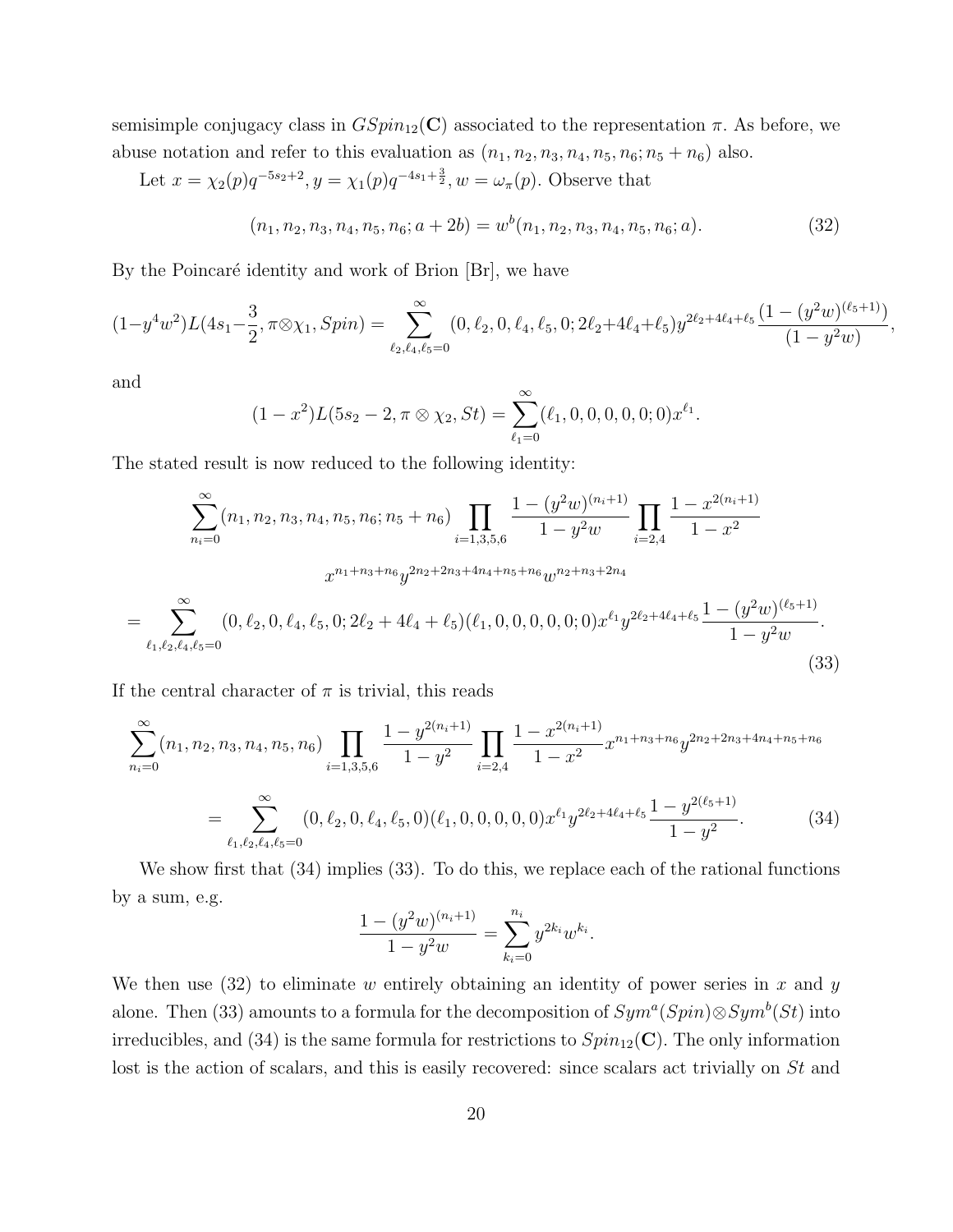semisimple conjugacy class in $GSpin_{12}(\mathbf{C})$ associated to the representation $\pi$. As before, we abuse notation and refer to this evaluation as $(n_1, n_2, n_3, n_4, n_5, n_6; n_5 + n_6)$ also.

Let $x = \chi_2(p)q^{-5s_2+2}, y = \chi_1(p)q^{-4s_1+\frac{3}{2}}, w = \omega_\pi(p)$. Observe that

$$(n_1, n_2, n_3, n_4, n_5, n_6; a + 2b) = w^b(n_1, n_2, n_3, n_4, n_5, n_6; a). \tag{32}$$

By the Poincaré identity and work of Brion [Br], we have

$$(1-y^4w^2)L(4s_1-\frac{3}{2}, \pi\otimes\chi_1, Spin) = \sum_{\ell_2,\ell_4,\ell_5=0}^{\infty}(0, \ell_2, 0, \ell_4, \ell_5, 0; 2\ell_2+4\ell_4+\ell_5)y^{2\ell_2+4\ell_4+\ell_5}\frac{(1-(y^2w)^{(\ell_5+1)})}{(1-y^2w)},$$

and

$$(1-x^2)L(5s_2-2, \pi\otimes\chi_2, St) = \sum_{\ell_1=0}^{\infty}(\ell_1, 0, 0, 0, 0, 0; 0)x^{\ell_1}.$$

The stated result is now reduced to the following identity:

$$\sum_{n_i=0}^{\infty}(n_1, n_2, n_3, n_4, n_5, n_6; n_5+n_6)\prod_{i=1,3,5,6}\frac{1-(y^2w)^{(n_i+1)}}{1-y^2w}\prod_{i=2,4}\frac{1-x^{2(n_i+1)}}{1-x^2}$$

$$x^{n_1+n_3+n_6}y^{2n_2+2n_3+4n_4+n_5+n_6}w^{n_2+n_3+2n_4}$$

$$= \sum_{\ell_1,\ell_2,\ell_4,\ell_5=0}^{\infty}(0, \ell_2, 0, \ell_4, \ell_5, 0; 2\ell_2+4\ell_4+\ell_5)(\ell_1, 0, 0, 0, 0, 0; 0)x^{\ell_1}y^{2\ell_2+4\ell_4+\ell_5}\frac{1-(y^2w)^{(\ell_5+1)}}{1-y^2w}. \tag{33}$$

If the central character of $\pi$ is trivial, this reads

$$\sum_{n_i=0}^{\infty}(n_1, n_2, n_3, n_4, n_5, n_6)\prod_{i=1,3,5,6}\frac{1-y^{2(n_i+1)}}{1-y^2}\prod_{i=2,4}\frac{1-x^{2(n_i+1)}}{1-x^2}x^{n_1+n_3+n_6}y^{2n_2+2n_3+4n_4+n_5+n_6}$$

$$= \sum_{\ell_1,\ell_2,\ell_4,\ell_5=0}^{\infty}(0, \ell_2, 0, \ell_4, \ell_5, 0)(\ell_1, 0, 0, 0, 0, 0)x^{\ell_1}y^{2\ell_2+4\ell_4+\ell_5}\frac{1-y^{2(\ell_5+1)}}{1-y^2}. \tag{34}$$

We show first that (34) implies (33). To do this, we replace each of the rational functions by a sum, e.g.

$$\frac{1-(y^2w)^{(n_i+1)}}{1-y^2w} = \sum_{k_i=0}^{n_i}y^{2k_i}w^{k_i}.$$

We then use (32) to eliminate $w$ entirely obtaining an identity of power series in $x$ and $y$ alone. Then (33) amounts to a formula for the decomposition of $Sym^a(Spin)\otimes Sym^b(St)$ into irreducibles, and (34) is the same formula for restrictions to $Spin_{12}(\mathbf{C})$. The only information lost is the action of scalars, and this is easily recovered: since scalars act trivially on $St$ and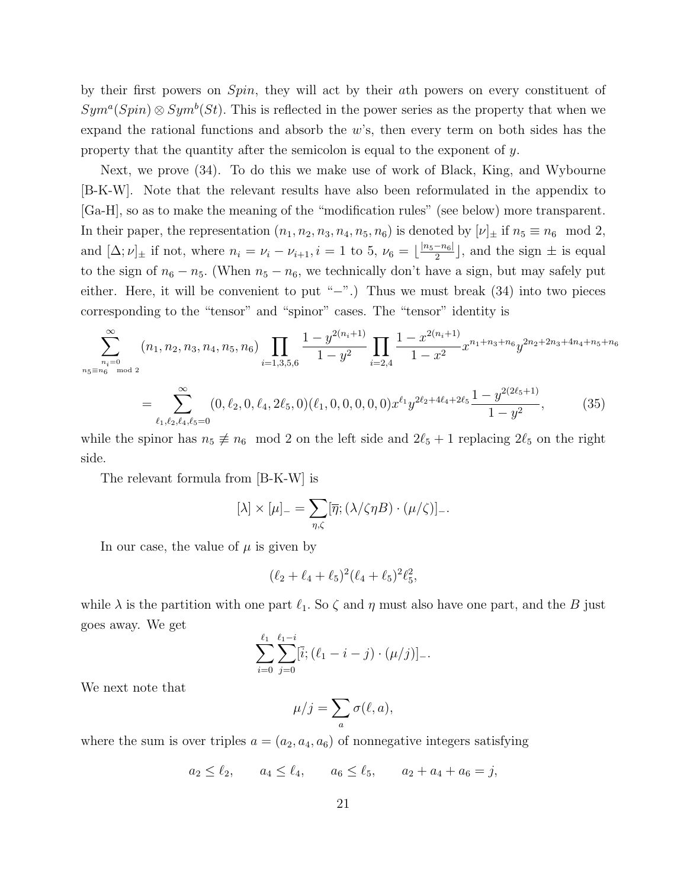by their first powers on $Spin$, they will act by their $a$th powers on every constituent of $Sym^a(Spin) \otimes Sym^b(St)$. This is reflected in the power series as the property that when we expand the rational functions and absorb the $w$'s, then every term on both sides has the property that the quantity after the semicolon is equal to the exponent of $y$.

Next, we prove (34). To do this we make use of work of Black, King, and Wybourne [B-K-W]. Note that the relevant results have also been reformulated in the appendix to [Ga-H], so as to make the meaning of the "modification rules" (see below) more transparent. In their paper, the representation $(n_1, n_2, n_3, n_4, n_5, n_6)$ is denoted by $[\nu]_\pm$ if $n_5 \equiv n_6 \mod 2$, and $[\Delta; \nu]_\pm$ if not, where $n_i = \nu_i - \nu_{i+1}, i = 1$ to 5, $\nu_6 = \lfloor \frac{|n_5 - n_6|}{2} \rfloor$, and the sign $\pm$ is equal to the sign of $n_6 - n_5$. (When $n_5 - n_6$, we technically don't have a sign, but may safely put either. Here, it will be convenient to put "$-$".) Thus we must break (34) into two pieces corresponding to the "tensor" and "spinor" cases. The "tensor" identity is

$$\sum_{\substack{n_i=0 \\ n_5 \equiv n_6 \mod 2}}^{\infty} (n_1, n_2, n_3, n_4, n_5, n_6) \prod_{i=1,3,5,6} \frac{1 - y^{2(n_i+1)}}{1 - y^2} \prod_{i=2,4} \frac{1 - x^{2(n_i+1)}}{1 - x^2} x^{n_1+n_3+n_6} y^{2n_2+2n_3+4n_4+n_5+n_6}$$

$$= \sum_{\ell_1, \ell_2, \ell_4, \ell_5 = 0}^{\infty} (0, \ell_2, 0, \ell_4, 2\ell_5, 0)(\ell_1, 0, 0, 0, 0, 0) x^{\ell_1} y^{2\ell_2 + 4\ell_4 + 2\ell_5} \frac{1 - y^{2(2\ell_5+1)}}{1 - y^2}, \tag{35}$$

while the spinor has $n_5 \not\equiv n_6 \mod 2$ on the left side and $2\ell_5 + 1$ replacing $2\ell_5$ on the right side.

The relevant formula from [B-K-W] is

$$[\lambda] \times [\mu]_- = \sum_{\eta, \zeta} [\overline{\eta}; (\lambda / \zeta \eta B) \cdot (\mu / \zeta)]_-.$$

In our case, the value of $\mu$ is given by

$$(\ell_2 + \ell_4 + \ell_5)^2 (\ell_4 + \ell_5)^2 \ell_5^2,$$

while $\lambda$ is the partition with one part $\ell_1$. So $\zeta$ and $\eta$ must also have one part, and the $B$ just goes away. We get

$$\sum_{i=0}^{\ell_1} \sum_{j=0}^{\ell_1 - i} [\overline{i}; (\ell_1 - i - j) \cdot (\mu / j)]_-.$$

We next note that

$$\mu / j = \sum_a \sigma(\ell, a),$$

where the sum is over triples $a = (a_2, a_4, a_6)$ of nonnegative integers satisfying

$$a_2 \leq \ell_2, \qquad a_4 \leq \ell_4, \qquad a_6 \leq \ell_5, \qquad a_2 + a_4 + a_6 = j,$$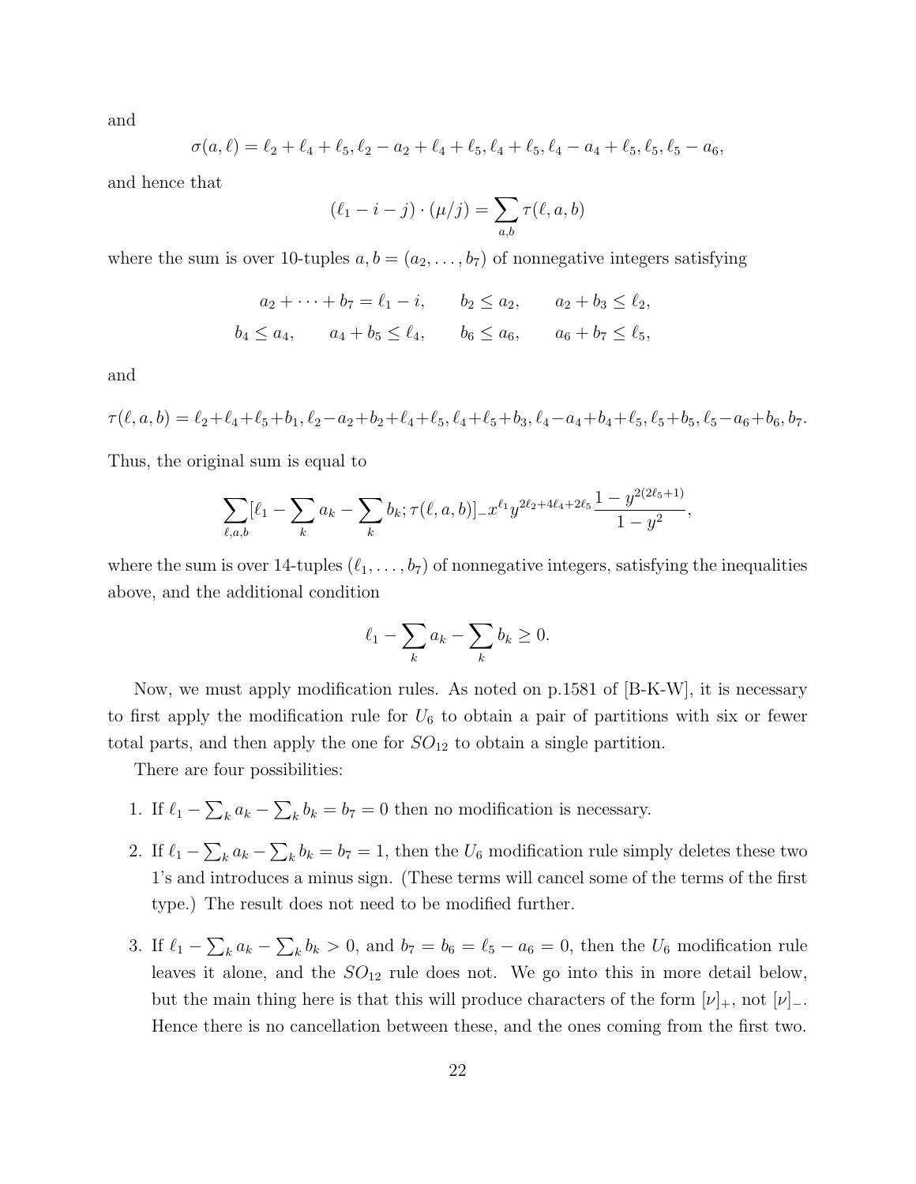and

$$\sigma(a,\ell) = \ell_2 + \ell_4 + \ell_5, \ell_2 - a_2 + \ell_4 + \ell_5, \ell_4 + \ell_5, \ell_4 - a_4 + \ell_5, \ell_5, \ell_5 - a_6,$$

and hence that

$$(\ell_1 - i - j) \cdot (\mu/j) = \sum_{a,b} \tau(\ell, a, b)$$

where the sum is over 10-tuples $a, b = (a_2, \ldots, b_7)$ of nonnegative integers satisfying

$$a_2 + \cdots + b_7 = \ell_1 - i, \qquad b_2 \leq a_2, \qquad a_2 + b_3 \leq \ell_2,$$
$$b_4 \leq a_4, \qquad a_4 + b_5 \leq \ell_4, \qquad b_6 \leq a_6, \qquad a_6 + b_7 \leq \ell_5,$$

and

$$\tau(\ell,a,b) = \ell_2+\ell_4+\ell_5+b_1, \ell_2-a_2+b_2+\ell_4+\ell_5, \ell_4+\ell_5+b_3, \ell_4-a_4+b_4+\ell_5, \ell_5+b_5, \ell_5-a_6+b_6, b_7.$$

Thus, the original sum is equal to

$$\sum_{\ell,a,b} [\ell_1 - \sum_k a_k - \sum_k b_k; \tau(\ell,a,b)]_- x^{\ell_1} y^{2\ell_2+4\ell_4+2\ell_5} \frac{1-y^{2(2\ell_5+1)}}{1-y^2},$$

where the sum is over 14-tuples $(\ell_1, \ldots, b_7)$ of nonnegative integers, satisfying the inequalities above, and the additional condition

$$\ell_1 - \sum_k a_k - \sum_k b_k \geq 0.$$

Now, we must apply modification rules. As noted on p.1581 of [B-K-W], it is necessary to first apply the modification rule for $U_6$ to obtain a pair of partitions with six or fewer total parts, and then apply the one for $SO_{12}$ to obtain a single partition.

There are four possibilities:

1. If $\ell_1 - \sum_k a_k - \sum_k b_k = b_7 = 0$ then no modification is necessary.
2. If $\ell_1 - \sum_k a_k - \sum_k b_k = b_7 = 1$, then the $U_6$ modification rule simply deletes these two 1's and introduces a minus sign. (These terms will cancel some of the terms of the first type.) The result does not need to be modified further.
3. If $\ell_1 - \sum_k a_k - \sum_k b_k > 0$, and $b_7 = b_6 = \ell_5 - a_6 = 0$, then the $U_6$ modification rule leaves it alone, and the $SO_{12}$ rule does not. We go into this in more detail below, but the main thing here is that this will produce characters of the form $[\nu]_+$, not $[\nu]_-$. Hence there is no cancellation between these, and the ones coming from the first two.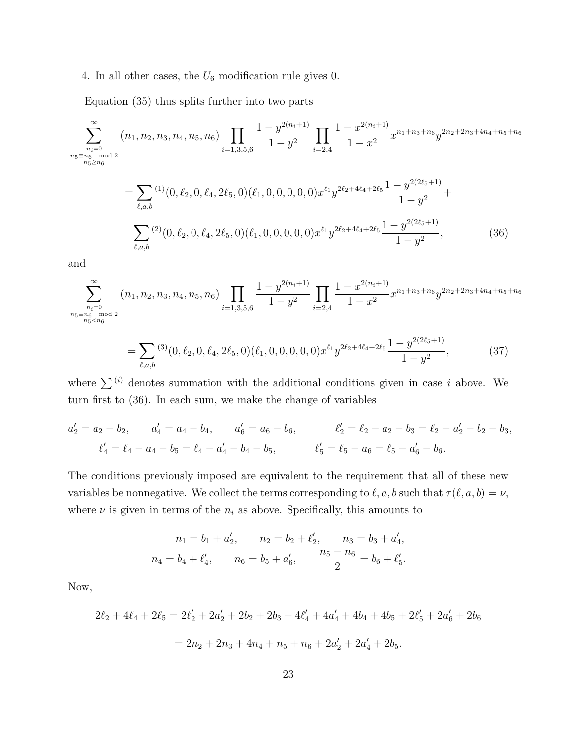4. In all other cases, the $U_6$ modification rule gives 0.

Equation (35) thus splits further into two parts

$$\sum_{\substack{n_i=0\\ n_5\equiv n_6 \mod 2\\ n_5\geq n_6}}^{\infty} (n_1,n_2,n_3,n_4,n_5,n_6)\prod_{i=1,3,5,6}\frac{1-y^{2(n_i+1)}}{1-y^2}\prod_{i=2,4}\frac{1-x^{2(n_i+1)}}{1-x^2}x^{n_1+n_3+n_6}y^{2n_2+2n_3+4n_4+n_5+n_6}$$

$$=\sum_{\ell,a,b}{}^{(1)}(0,\ell_2,0,\ell_4,2\ell_5,0)(\ell_1,0,0,0,0,0)x^{\ell_1}y^{2\ell_2+4\ell_4+2\ell_5}\frac{1-y^{2(2\ell_5+1)}}{1-y^2}+$$

$$\sum_{\ell,a,b}{}^{(2)}(0,\ell_2,0,\ell_4,2\ell_5,0)(\ell_1,0,0,0,0,0)x^{\ell_1}y^{2\ell_2+4\ell_4+2\ell_5}\frac{1-y^{2(2\ell_5+1)}}{1-y^2}, \tag{36}$$

and

$$\sum_{\substack{n_i=0\\ n_5\equiv n_6 \mod 2\\ n_5< n_6}}^{\infty} (n_1,n_2,n_3,n_4,n_5,n_6)\prod_{i=1,3,5,6}\frac{1-y^{2(n_i+1)}}{1-y^2}\prod_{i=2,4}\frac{1-x^{2(n_i+1)}}{1-x^2}x^{n_1+n_3+n_6}y^{2n_2+2n_3+4n_4+n_5+n_6}$$

$$=\sum_{\ell,a,b}{}^{(3)}(0,\ell_2,0,\ell_4,2\ell_5,0)(\ell_1,0,0,0,0,0)x^{\ell_1}y^{2\ell_2+4\ell_4+2\ell_5}\frac{1-y^{2(2\ell_5+1)}}{1-y^2}, \tag{37}$$

where $\sum^{(i)}$ denotes summation with the additional conditions given in case $i$ above. We turn first to (36). In each sum, we make the change of variables

$$a_2'=a_2-b_2,\qquad a_4'=a_4-b_4,\qquad a_6'=a_6-b_6,\qquad \ell_2'=\ell_2-a_2-b_3=\ell_2-a_2'-b_2-b_3,$$
$$\ell_4'=\ell_4-a_4-b_5=\ell_4-a_4'-b_4-b_5,\qquad \ell_5'=\ell_5-a_6=\ell_5-a_6'-b_6.$$

The conditions previously imposed are equivalent to the requirement that all of these new variables be nonnegative. We collect the terms corresponding to $\ell,a,b$ such that $\tau(\ell,a,b)=\nu$, where $\nu$ is given in terms of the $n_i$ as above. Specifically, this amounts to

$$n_1=b_1+a_2',\qquad n_2=b_2+\ell_2',\qquad n_3=b_3+a_4',$$
$$n_4=b_4+\ell_4',\qquad n_6=b_5+a_6',\qquad \frac{n_5-n_6}{2}=b_6+\ell_5'.$$

Now,

$$2\ell_2+4\ell_4+2\ell_5=2\ell_2'+2a_2'+2b_2+2b_3+4\ell_4'+4a_4'+4b_4+4b_5+2\ell_5'+2a_6'+2b_6$$

$$=2n_2+2n_3+4n_4+n_5+n_6+2a_2'+2a_4'+2b_5.$$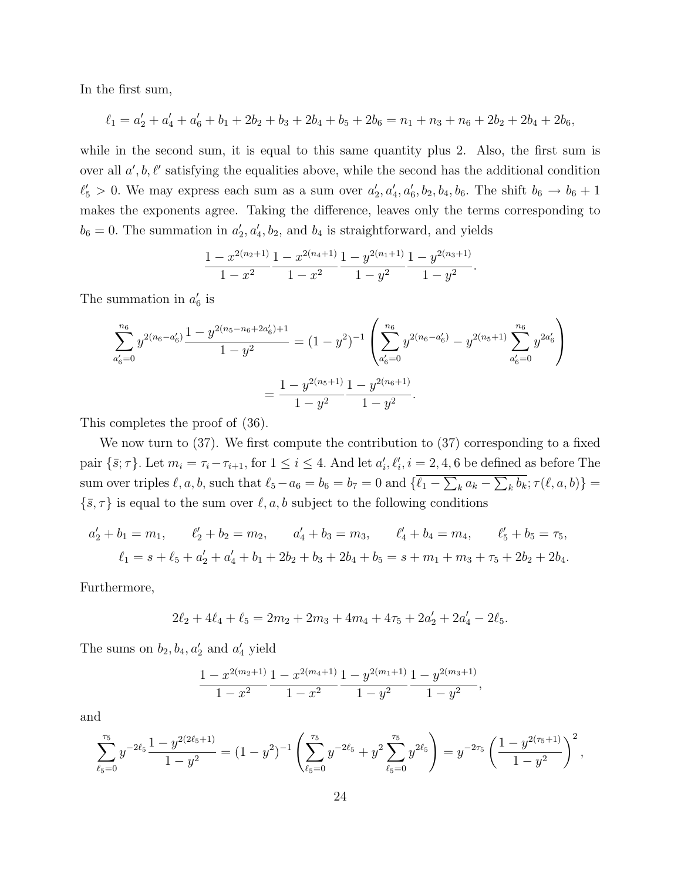In the first sum,

$$\ell_1 = a'_2 + a'_4 + a'_6 + b_1 + 2b_2 + b_3 + 2b_4 + b_5 + 2b_6 = n_1 + n_3 + n_6 + 2b_2 + 2b_4 + 2b_6,$$

while in the second sum, it is equal to this same quantity plus 2. Also, the first sum is over all $a', b, \ell'$ satisfying the equalities above, while the second has the additional condition $\ell'_5 > 0$. We may express each sum as a sum over $a'_2, a'_4, a'_6, b_2, b_4, b_6$. The shift $b_6 \to b_6 + 1$ makes the exponents agree. Taking the difference, leaves only the terms corresponding to $b_6 = 0$. The summation in $a'_2, a'_4, b_2$, and $b_4$ is straightforward, and yields

$$\frac{1-x^{2(n_2+1)}}{1-x^2}\frac{1-x^{2(n_4+1)}}{1-x^2}\frac{1-y^{2(n_1+1)}}{1-y^2}\frac{1-y^{2(n_3+1)}}{1-y^2}.$$

The summation in $a'_6$ is

$$\begin{aligned}\sum_{a'_6=0}^{n_6} y^{2(n_6-a'_6)}\frac{1-y^{2(n_5-n_6+2a'_6)+1}}{1-y^2} &= (1-y^2)^{-1}\left(\sum_{a'_6=0}^{n_6} y^{2(n_6-a'_6)} - y^{2(n_5+1)}\sum_{a'_6=0}^{n_6} y^{2a'_6}\right) \\ &= \frac{1-y^{2(n_5+1)}}{1-y^2}\frac{1-y^{2(n_6+1)}}{1-y^2}.\end{aligned}$$

This completes the proof of (36).

We now turn to (37). We first compute the contribution to (37) corresponding to a fixed pair $\{\bar{s};\tau\}$. Let $m_i = \tau_i - \tau_{i+1}$, for $1 \le i \le 4$. And let $a'_i, \ell'_i, i = 2, 4, 6$ be defined as before The sum over triples $\ell, a, b$, such that $\ell_5 - a_6 = b_6 = b_7 = 0$ and $\{\overline{\ell_1 - \sum_k a_k - \sum_k b_k}; \tau(\ell, a, b)\} = \{\bar{s}, \tau\}$ is equal to the sum over $\ell, a, b$ subject to the following conditions

$$\begin{gathered} a'_2 + b_1 = m_1, \qquad \ell'_2 + b_2 = m_2, \qquad a'_4 + b_3 = m_3, \qquad \ell'_4 + b_4 = m_4, \qquad \ell'_5 + b_5 = \tau_5, \\ \ell_1 = s + \ell_5 + a'_2 + a'_4 + b_1 + 2b_2 + b_3 + 2b_4 + b_5 = s + m_1 + m_3 + \tau_5 + 2b_2 + 2b_4. \end{gathered}$$

Furthermore,

$$2\ell_2 + 4\ell_4 + \ell_5 = 2m_2 + 2m_3 + 4m_4 + 4\tau_5 + 2a'_2 + 2a'_4 - 2\ell_5.$$

The sums on $b_2, b_4, a'_2$ and $a'_4$ yield

$$\frac{1-x^{2(m_2+1)}}{1-x^2}\frac{1-x^{2(m_4+1)}}{1-x^2}\frac{1-y^{2(m_1+1)}}{1-y^2}\frac{1-y^{2(m_3+1)}}{1-y^2},$$

and

$$\sum_{\ell_5=0}^{\tau_5} y^{-2\ell_5}\frac{1-y^{2(2\ell_5+1)}}{1-y^2} = (1-y^2)^{-1}\left(\sum_{\ell_5=0}^{\tau_5} y^{-2\ell_5} + y^2\sum_{\ell_5=0}^{\tau_5} y^{2\ell_5}\right) = y^{-2\tau_5}\left(\frac{1-y^{2(\tau_5+1)}}{1-y^2}\right)^2,$$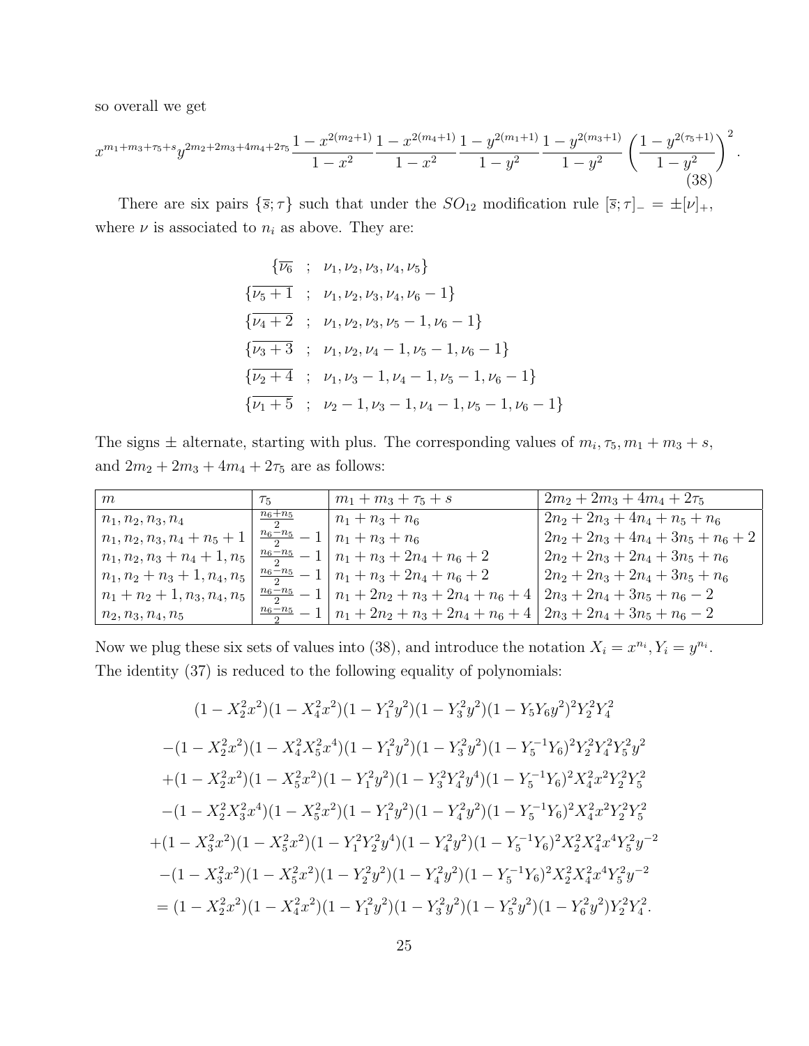so overall we get

$$x^{m_1+m_3+\tau_5+s}y^{2m_2+2m_3+4m_4+2\tau_5}\frac{1-x^{2(m_2+1)}}{1-x^2}\frac{1-x^{2(m_4+1)}}{1-x^2}\frac{1-y^{2(m_1+1)}}{1-y^2}\frac{1-y^{2(m_3+1)}}{1-y^2}\left(\frac{1-y^{2(\tau_5+1)}}{1-y^2}\right)^2. \tag{38}$$

There are six pairs $\{\overline{s};\tau\}$ such that under the $SO_{12}$ modification rule $[\overline{s};\tau]_- = \pm[\nu]_+$, where $\nu$ is associated to $n_i$ as above. They are:

$$\begin{aligned}
&\{\overline{\nu_6} \;\;;\;\; \nu_1,\nu_2,\nu_3,\nu_4,\nu_5\}\\
&\{\overline{\nu_5+1} \;\;;\;\; \nu_1,\nu_2,\nu_3,\nu_4,\nu_6-1\}\\
&\{\overline{\nu_4+2} \;\;;\;\; \nu_1,\nu_2,\nu_3,\nu_5-1,\nu_6-1\}\\
&\{\overline{\nu_3+3} \;\;;\;\; \nu_1,\nu_2,\nu_4-1,\nu_5-1,\nu_6-1\}\\
&\{\overline{\nu_2+4} \;\;;\;\; \nu_1,\nu_3-1,\nu_4-1,\nu_5-1,\nu_6-1\}\\
&\{\overline{\nu_1+5} \;\;;\;\; \nu_2-1,\nu_3-1,\nu_4-1,\nu_5-1,\nu_6-1\}
\end{aligned}$$

The signs $\pm$ alternate, starting with plus. The corresponding values of $m_i, \tau_5, m_1+m_3+s$, and $2m_2+2m_3+4m_4+2\tau_5$ are as follows:

| $m$ | $\tau_5$ | $m_1+m_3+\tau_5+s$ | $2m_2+2m_3+4m_4+2\tau_5$ |
|---|---|---|---|
| $n_1,n_2,n_3,n_4$ | $\frac{n_6+n_5}{2}$ | $n_1+n_3+n_6$ | $2n_2+2n_3+4n_4+n_5+n_6$ |
| $n_1,n_2,n_3,n_4+n_5+1$ | $\frac{n_6-n_5}{2}-1$ | $n_1+n_3+n_6$ | $2n_2+2n_3+4n_4+3n_5+n_6+2$ |
| $n_1,n_2,n_3+n_4+1,n_5$ | $\frac{n_6-n_5}{2}-1$ | $n_1+n_3+2n_4+n_6+2$ | $2n_2+2n_3+2n_4+3n_5+n_6$ |
| $n_1,n_2+n_3+1,n_4,n_5$ | $\frac{n_6-n_5}{2}-1$ | $n_1+n_3+2n_4+n_6+2$ | $2n_2+2n_3+2n_4+3n_5+n_6$ |
| $n_1+n_2+1,n_3,n_4,n_5$ | $\frac{n_6-n_5}{2}-1$ | $n_1+2n_2+n_3+2n_4+n_6+4$ | $2n_3+2n_4+3n_5+n_6-2$ |
| $n_2,n_3,n_4,n_5$ | $\frac{n_6-n_5}{2}-1$ | $n_1+2n_2+n_3+2n_4+n_6+4$ | $2n_3+2n_4+3n_5+n_6-2$ |

Now we plug these six sets of values into (38), and introduce the notation $X_i = x^{n_i}, Y_i = y^{n_i}$. The identity (37) is reduced to the following equality of polynomials:

$$\begin{aligned}
&(1-X_2^2x^2)(1-X_4^2x^2)(1-Y_1^2y^2)(1-Y_3^2y^2)(1-Y_5Y_6y^2)^2Y_2^2Y_4^2\\
&-(1-X_2^2x^2)(1-X_4^2X_5^2x^4)(1-Y_1^2y^2)(1-Y_3^2y^2)(1-Y_5^{-1}Y_6)^2Y_2^2Y_4^2Y_5^2y^2\\
&+(1-X_2^2x^2)(1-X_5^2x^2)(1-Y_1^2y^2)(1-Y_3^2Y_4^2y^4)(1-Y_5^{-1}Y_6)^2X_4^2x^2Y_2^2Y_5^2\\
&-(1-X_2^2X_3^2x^4)(1-X_5^2x^2)(1-Y_1^2y^2)(1-Y_4^2y^2)(1-Y_5^{-1}Y_6)^2X_4^2x^2Y_2^2Y_5^2\\
&+(1-X_3^2x^2)(1-X_5^2x^2)(1-Y_1^2Y_2^2y^4)(1-Y_4^2y^2)(1-Y_5^{-1}Y_6)^2X_2^2X_4^2x^4Y_5^2y^{-2}\\
&-(1-X_3^2x^2)(1-X_5^2x^2)(1-Y_2^2y^2)(1-Y_4^2y^2)(1-Y_5^{-1}Y_6)^2X_2^2X_4^2x^4Y_5^2y^{-2}\\
&=(1-X_2^2x^2)(1-X_4^2x^2)(1-Y_1^2y^2)(1-Y_3^2y^2)(1-Y_5^2y^2)(1-Y_6^2y^2)Y_2^2Y_4^2.
\end{aligned}$$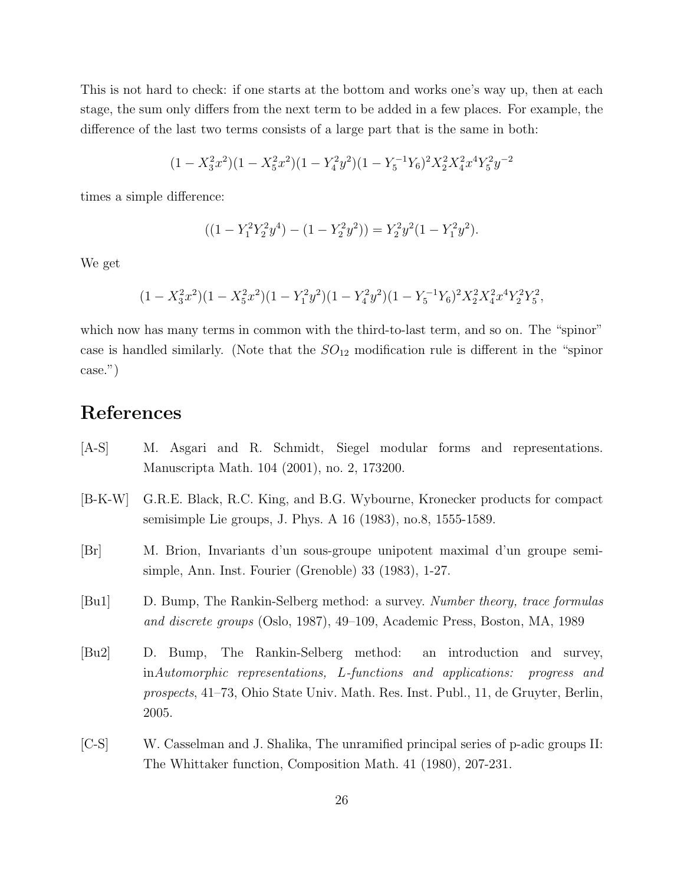This is not hard to check: if one starts at the bottom and works one's way up, then at each stage, the sum only differs from the next term to be added in a few places. For example, the difference of the last two terms consists of a large part that is the same in both:

$$(1 - X_3^2 x^2)(1 - X_5^2 x^2)(1 - Y_4^2 y^2)(1 - Y_5^{-1} Y_6)^2 X_2^2 X_4^2 x^4 Y_5^2 y^{-2}$$

times a simple difference:

$$((1 - Y_1^2 Y_2^2 y^4) - (1 - Y_2^2 y^2)) = Y_2^2 y^2 (1 - Y_1^2 y^2).$$

We get

$$(1 - X_3^2 x^2)(1 - X_5^2 x^2)(1 - Y_1^2 y^2)(1 - Y_4^2 y^2)(1 - Y_5^{-1} Y_6)^2 X_2^2 X_4^2 x^4 Y_2^2 Y_5^2,$$

which now has many terms in common with the third-to-last term, and so on. The "spinor" case is handled similarly. (Note that the $SO_{12}$ modification rule is different in the "spinor case.")

# References

[A-S] M. Asgari and R. Schmidt, Siegel modular forms and representations. Manuscripta Math. 104 (2001), no. 2, 173200.

[B-K-W] G.R.E. Black, R.C. King, and B.G. Wybourne, Kronecker products for compact semisimple Lie groups, J. Phys. A 16 (1983), no.8, 1555-1589.

[Br] M. Brion, Invariants d'un sous-groupe unipotent maximal d'un groupe semi-simple, Ann. Inst. Fourier (Grenoble) 33 (1983), 1-27.

[Bu1] D. Bump, The Rankin-Selberg method: a survey. *Number theory, trace formulas and discrete groups* (Oslo, 1987), 49–109, Academic Press, Boston, MA, 1989

[Bu2] D. Bump, The Rankin-Selberg method: an introduction and survey, in*Automorphic representations, L-functions and applications: progress and prospects*, 41–73, Ohio State Univ. Math. Res. Inst. Publ., 11, de Gruyter, Berlin, 2005.

[C-S] W. Casselman and J. Shalika, The unramified principal series of p-adic groups II: The Whittaker function, Composition Math. 41 (1980), 207-231.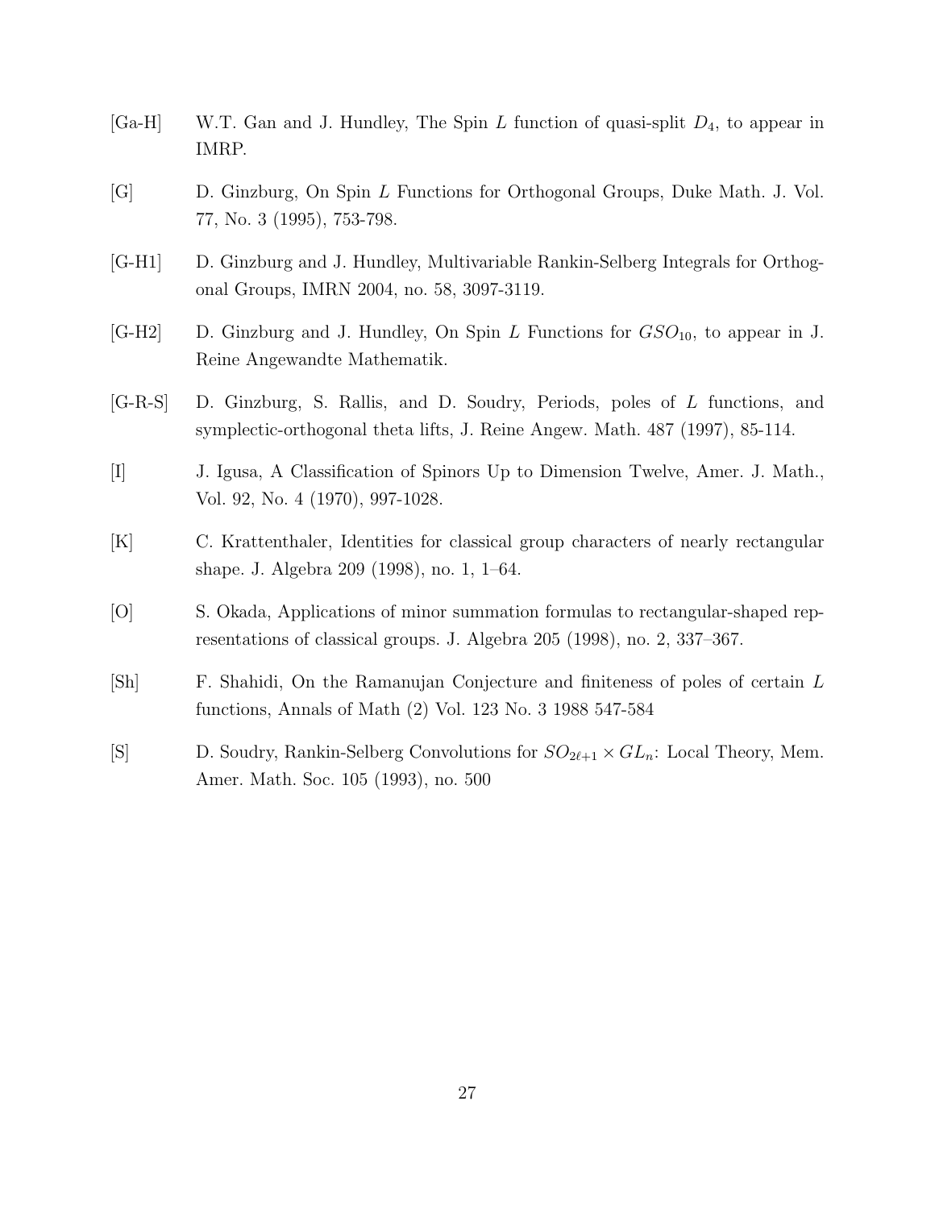[Ga-H] W.T. Gan and J. Hundley, The Spin $L$ function of quasi-split $D_4$, to appear in IMRP.

[G] D. Ginzburg, On Spin $L$ Functions for Orthogonal Groups, Duke Math. J. Vol. 77, No. 3 (1995), 753-798.

[G-H1] D. Ginzburg and J. Hundley, Multivariable Rankin-Selberg Integrals for Orthogonal Groups, IMRN 2004, no. 58, 3097-3119.

[G-H2] D. Ginzburg and J. Hundley, On Spin $L$ Functions for $GSO_{10}$, to appear in J. Reine Angewandte Mathematik.

[G-R-S] D. Ginzburg, S. Rallis, and D. Soudry, Periods, poles of $L$ functions, and symplectic-orthogonal theta lifts, J. Reine Angew. Math. 487 (1997), 85-114.

[I] J. Igusa, A Classification of Spinors Up to Dimension Twelve, Amer. J. Math., Vol. 92, No. 4 (1970), 997-1028.

[K] C. Krattenthaler, Identities for classical group characters of nearly rectangular shape. J. Algebra 209 (1998), no. 1, 1–64.

[O] S. Okada, Applications of minor summation formulas to rectangular-shaped representations of classical groups. J. Algebra 205 (1998), no. 2, 337–367.

[Sh] F. Shahidi, On the Ramanujan Conjecture and finiteness of poles of certain $L$ functions, Annals of Math (2) Vol. 123 No. 3 1988 547-584

[S] D. Soudry, Rankin-Selberg Convolutions for $SO_{2\ell+1} \times GL_n$: Local Theory, Mem. Amer. Math. Soc. 105 (1993), no. 500